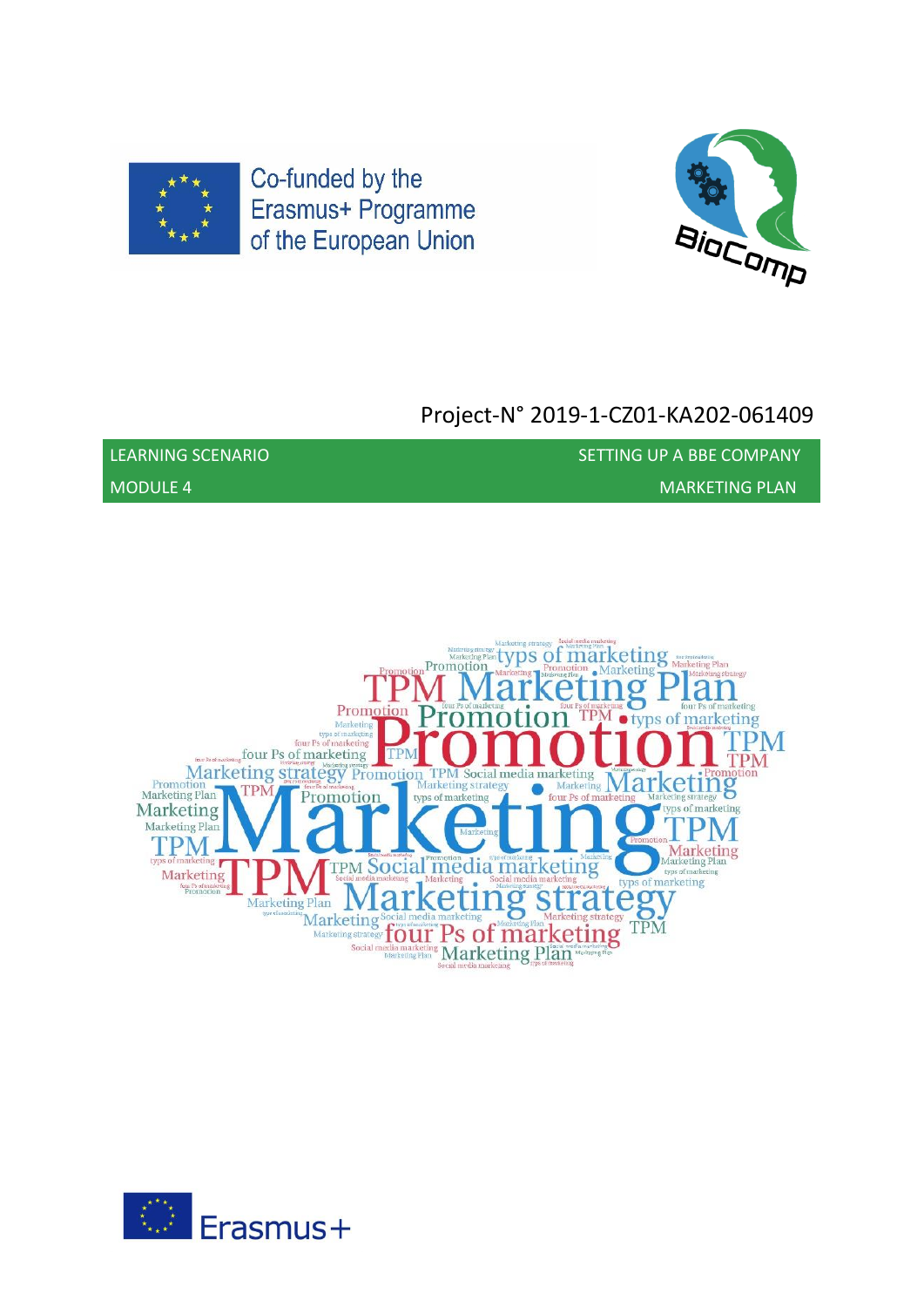Co-funded by the Erasmus+ Programme of the European Union

Project-N° 2019-1-CZ01-KA202-061409

| LEARNING SCENARIO | SETTING UP A BBE COMPANY |
| --- | --- |
| MODULE 4 | MARKETING PLAN |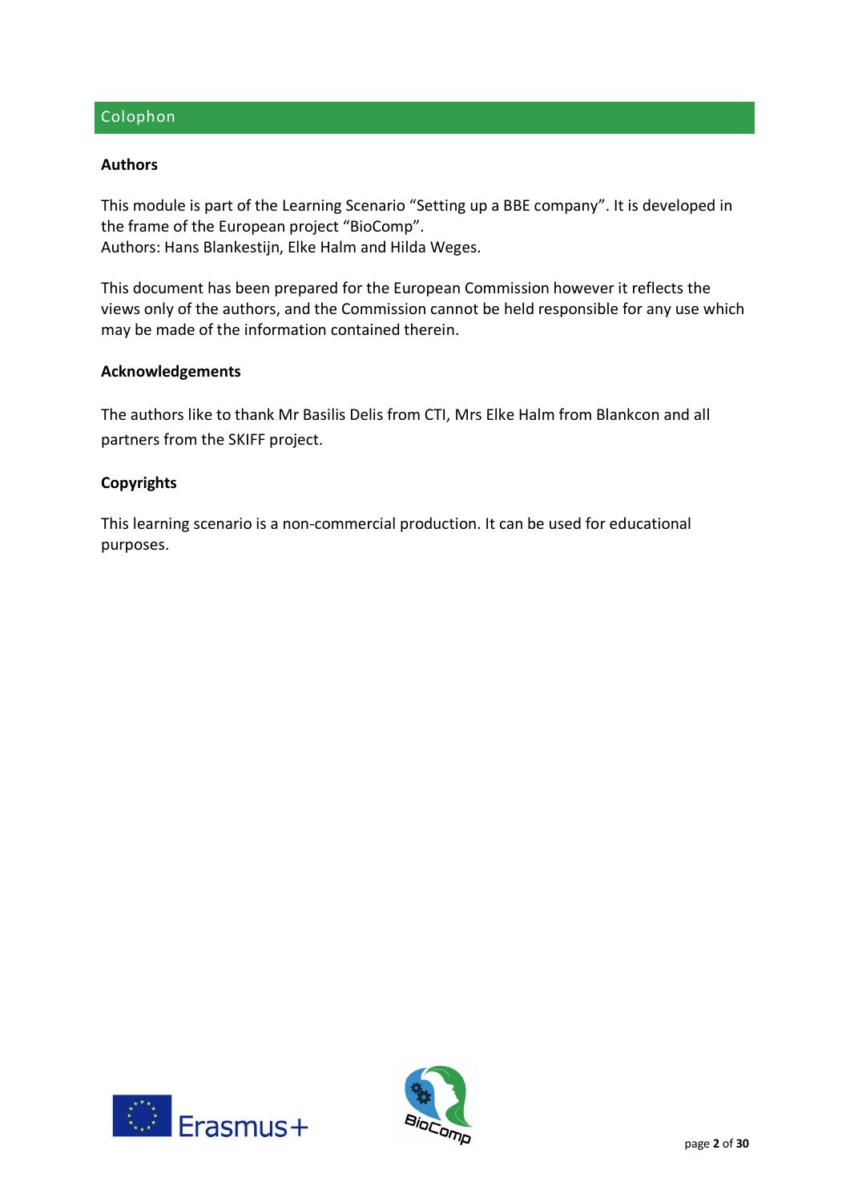## Colophon

### Authors

This module is part of the Learning Scenario "Setting up a BBE company". It is developed in the frame of the European project "BioComp".
Authors: Hans Blankestijn, Elke Halm and Hilda Weges.

This document has been prepared for the European Commission however it reflects the views only of the authors, and the Commission cannot be held responsible for any use which may be made of the information contained therein.

### Acknowledgements

The authors like to thank Mr Basilis Delis from CTI, Mrs Elke Halm from Blankcon and all partners from the SKIFF project.

### Copyrights

This learning scenario is a non-commercial production. It can be used for educational purposes.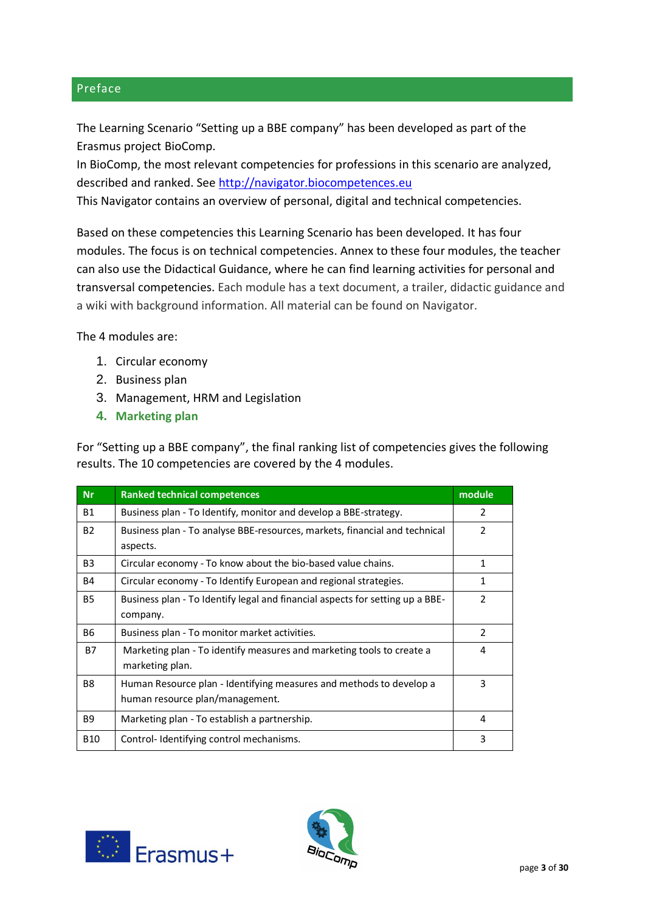## Preface

The Learning Scenario "Setting up a BBE company" has been developed as part of the Erasmus project BioComp.
In BioComp, the most relevant competencies for professions in this scenario are analyzed, described and ranked. See http://navigator.biocompetences.eu
This Navigator contains an overview of personal, digital and technical competencies.

Based on these competencies this Learning Scenario has been developed. It has four modules. The focus is on technical competencies. Annex to these four modules, the teacher can also use the Didactical Guidance, where he can find learning activities for personal and transversal competencies. Each module has a text document, a trailer, didactic guidance and a wiki with background information. All material can be found on Navigator.

The 4 modules are:

1. Circular economy
2. Business plan
3. Management, HRM and Legislation
4. **Marketing plan**

For "Setting up a BBE company", the final ranking list of competencies gives the following results. The 10 competencies are covered by the 4 modules.

| Nr | Ranked technical competences | module |
|---|---|---|
| B1 | Business plan - To Identify, monitor and develop a BBE-strategy. | 2 |
| B2 | Business plan - To analyse BBE-resources, markets, financial and technical aspects. | 2 |
| B3 | Circular economy - To know about the bio-based value chains. | 1 |
| B4 | Circular economy - To Identify European and regional strategies. | 1 |
| B5 | Business plan - To Identify legal and financial aspects for setting up a BBE-company. | 2 |
| B6 | Business plan - To monitor market activities. | 2 |
| B7 | Marketing plan - To identify measures and marketing tools to create a marketing plan. | 4 |
| B8 | Human Resource plan - Identifying measures and methods to develop a human resource plan/management. | 3 |
| B9 | Marketing plan - To establish a partnership. | 4 |
| B10 | Control- Identifying control mechanisms. | 3 |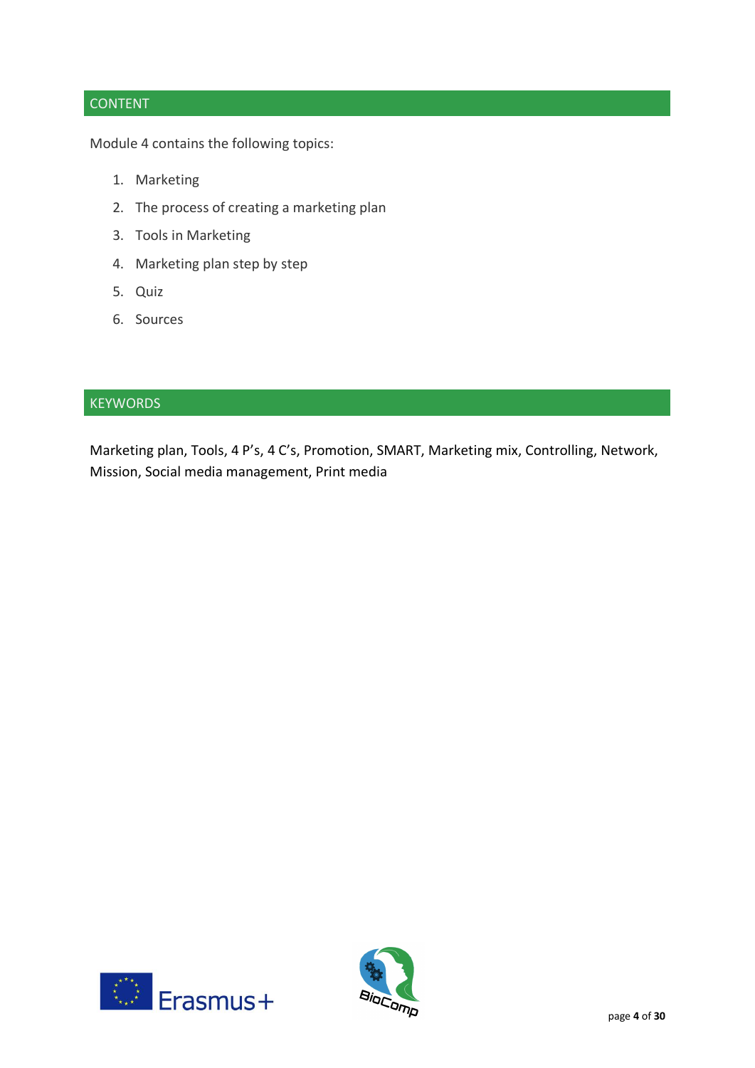## CONTENT

Module 4 contains the following topics:

1. Marketing
2. The process of creating a marketing plan
3. Tools in Marketing
4. Marketing plan step by step
5. Quiz
6. Sources

## KEYWORDS

Marketing plan, Tools, 4 P's, 4 C's, Promotion, SMART, Marketing mix, Controlling, Network, Mission, Social media management, Print media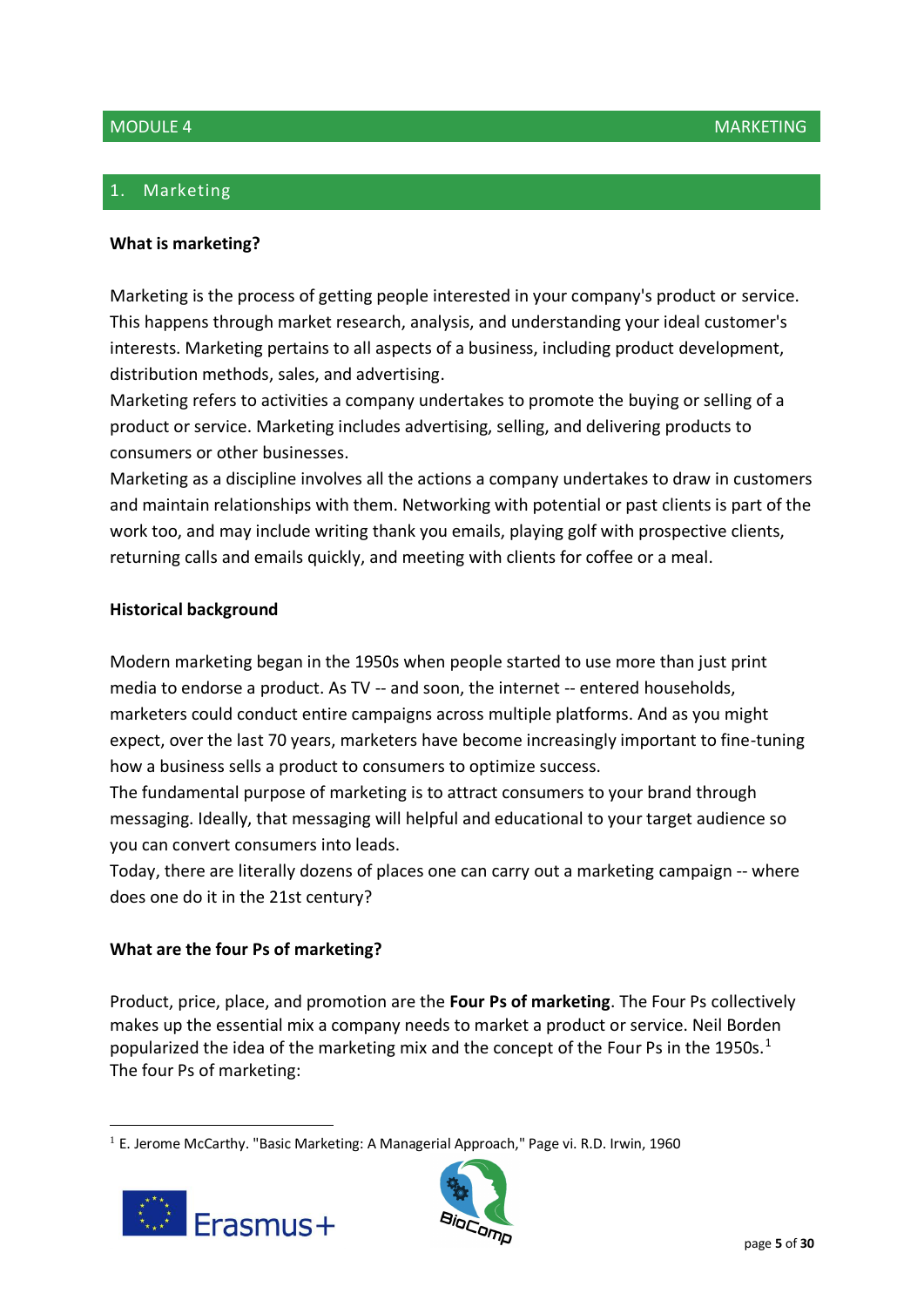## 1. Marketing

**What is marketing?**

Marketing is the process of getting people interested in your company's product or service. This happens through market research, analysis, and understanding your ideal customer's interests. Marketing pertains to all aspects of a business, including product development, distribution methods, sales, and advertising.
Marketing refers to activities a company undertakes to promote the buying or selling of a product or service. Marketing includes advertising, selling, and delivering products to consumers or other businesses.
Marketing as a discipline involves all the actions a company undertakes to draw in customers and maintain relationships with them. Networking with potential or past clients is part of the work too, and may include writing thank you emails, playing golf with prospective clients, returning calls and emails quickly, and meeting with clients for coffee or a meal.

**Historical background**

Modern marketing began in the 1950s when people started to use more than just print media to endorse a product. As TV -- and soon, the internet -- entered households, marketers could conduct entire campaigns across multiple platforms. And as you might expect, over the last 70 years, marketers have become increasingly important to fine-tuning how a business sells a product to consumers to optimize success.
The fundamental purpose of marketing is to attract consumers to your brand through messaging. Ideally, that messaging will helpful and educational to your target audience so you can convert consumers into leads.
Today, there are literally dozens of places one can carry out a marketing campaign -- where does one do it in the 21st century?

**What are the four Ps of marketing?**

Product, price, place, and promotion are the **Four Ps of marketing**. The Four Ps collectively makes up the essential mix a company needs to market a product or service. Neil Borden popularized the idea of the marketing mix and the concept of the Four Ps in the 1950s.[1]
The four Ps of marketing:

[1] E. Jerome McCarthy. "Basic Marketing: A Managerial Approach," Page vi. R.D. Irwin, 1960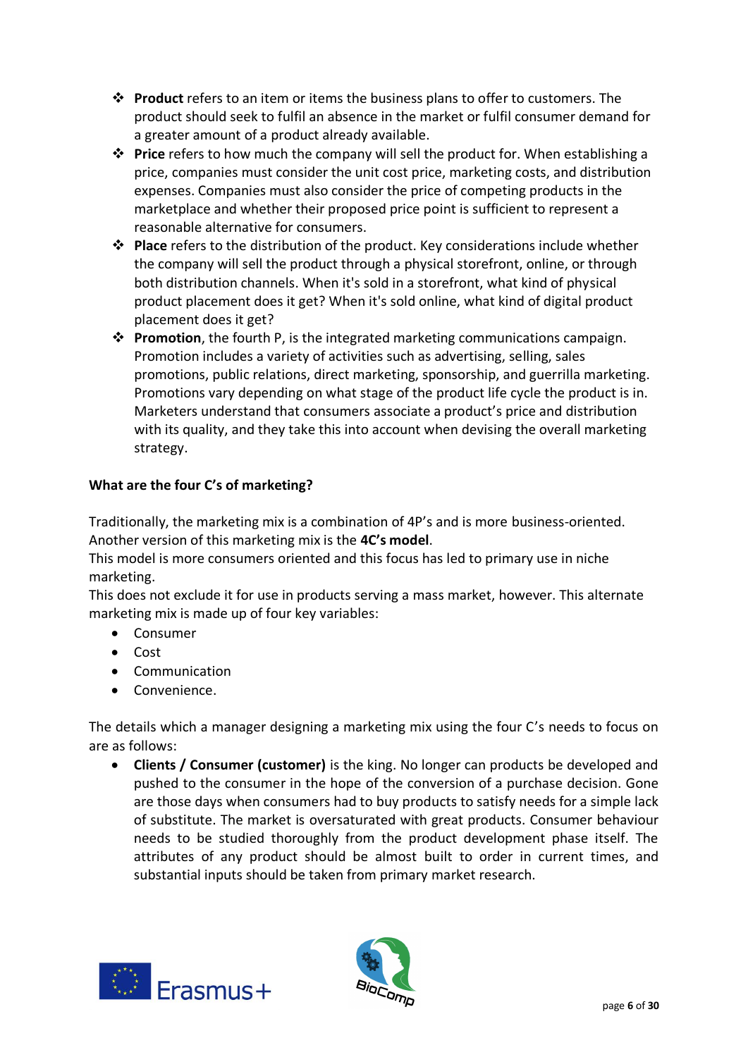- **Product** refers to an item or items the business plans to offer to customers. The product should seek to fulfil an absence in the market or fulfil consumer demand for a greater amount of a product already available.
- **Price** refers to how much the company will sell the product for. When establishing a price, companies must consider the unit cost price, marketing costs, and distribution expenses. Companies must also consider the price of competing products in the marketplace and whether their proposed price point is sufficient to represent a reasonable alternative for consumers.
- **Place** refers to the distribution of the product. Key considerations include whether the company will sell the product through a physical storefront, online, or through both distribution channels. When it's sold in a storefront, what kind of physical product placement does it get? When it's sold online, what kind of digital product placement does it get?
- **Promotion**, the fourth P, is the integrated marketing communications campaign. Promotion includes a variety of activities such as advertising, selling, sales promotions, public relations, direct marketing, sponsorship, and guerrilla marketing. Promotions vary depending on what stage of the product life cycle the product is in. Marketers understand that consumers associate a product's price and distribution with its quality, and they take this into account when devising the overall marketing strategy.

**What are the four C's of marketing?**

Traditionally, the marketing mix is a combination of 4P's and is more business-oriented. Another version of this marketing mix is the **4C's model**.
This model is more consumers oriented and this focus has led to primary use in niche marketing.
This does not exclude it for use in products serving a mass market, however. This alternate marketing mix is made up of four key variables:

- Consumer
- Cost
- Communication
- Convenience.

The details which a manager designing a marketing mix using the four C's needs to focus on are as follows:

- **Clients / Consumer (customer)** is the king. No longer can products be developed and pushed to the consumer in the hope of the conversion of a purchase decision. Gone are those days when consumers had to buy products to satisfy needs for a simple lack of substitute. The market is oversaturated with great products. Consumer behaviour needs to be studied thoroughly from the product development phase itself. The attributes of any product should be almost built to order in current times, and substantial inputs should be taken from primary market research.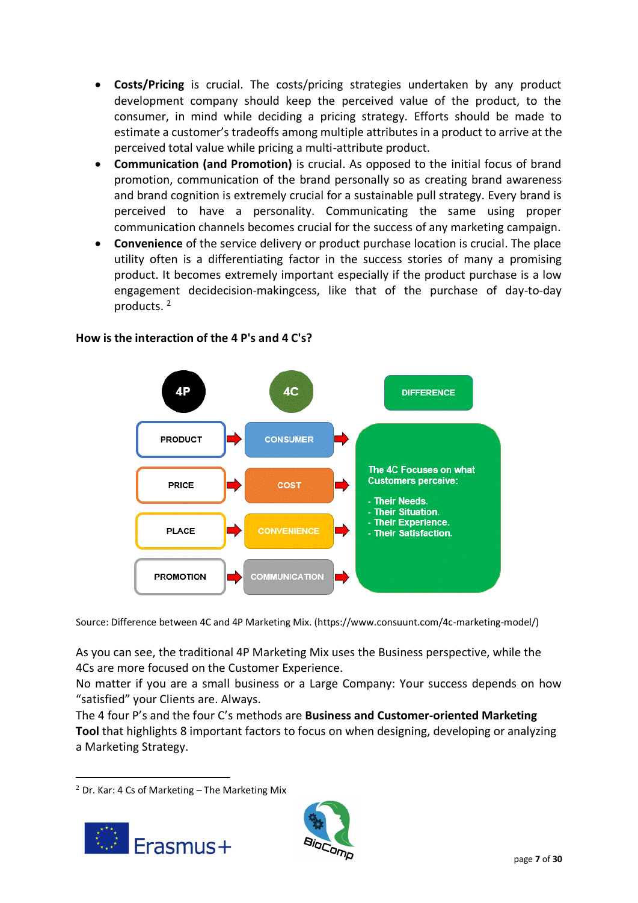- **Costs/Pricing** is crucial. The costs/pricing strategies undertaken by any product development company should keep the perceived value of the product, to the consumer, in mind while deciding a pricing strategy. Efforts should be made to estimate a customer's tradeoffs among multiple attributes in a product to arrive at the perceived total value while pricing a multi-attribute product.
- **Communication (and Promotion)** is crucial. As opposed to the initial focus of brand promotion, communication of the brand personally so as creating brand awareness and brand cognition is extremely crucial for a sustainable pull strategy. Every brand is perceived to have a personality. Communicating the same using proper communication channels becomes crucial for the success of any marketing campaign.
- **Convenience** of the service delivery or product purchase location is crucial. The place utility often is a differentiating factor in the success stories of many a promising product. It becomes extremely important especially if the product purchase is a low engagement decidecision-makingcess, like that of the purchase of day-to-day products. [2]

**How is the interaction of the 4 P's and 4 C's?**

| 4P | 4C | DIFFERENCE |
|---|---|---|
| PRODUCT | CONSUMER | The 4C Focuses on what Customers perceive:<br>- Their Needs.<br>- Their Situation.<br>- Their Experience.<br>- Their Satisfaction. |
| PRICE | COST | |
| PLACE | CONVENIENCE | |
| PROMOTION | COMMUNICATION | |

Source: Difference between 4C and 4P Marketing Mix. (https://www.consuunt.com/4c-marketing-model/)

As you can see, the traditional 4P Marketing Mix uses the Business perspective, while the 4Cs are more focused on the Customer Experience.
No matter if you are a small business or a Large Company: Your success depends on how "satisfied" your Clients are. Always.
The 4 four P's and the four C's methods are **Business and Customer-oriented Marketing Tool** that highlights 8 important factors to focus on when designing, developing or analyzing a Marketing Strategy.

[2] Dr. Kar: 4 Cs of Marketing – The Marketing Mix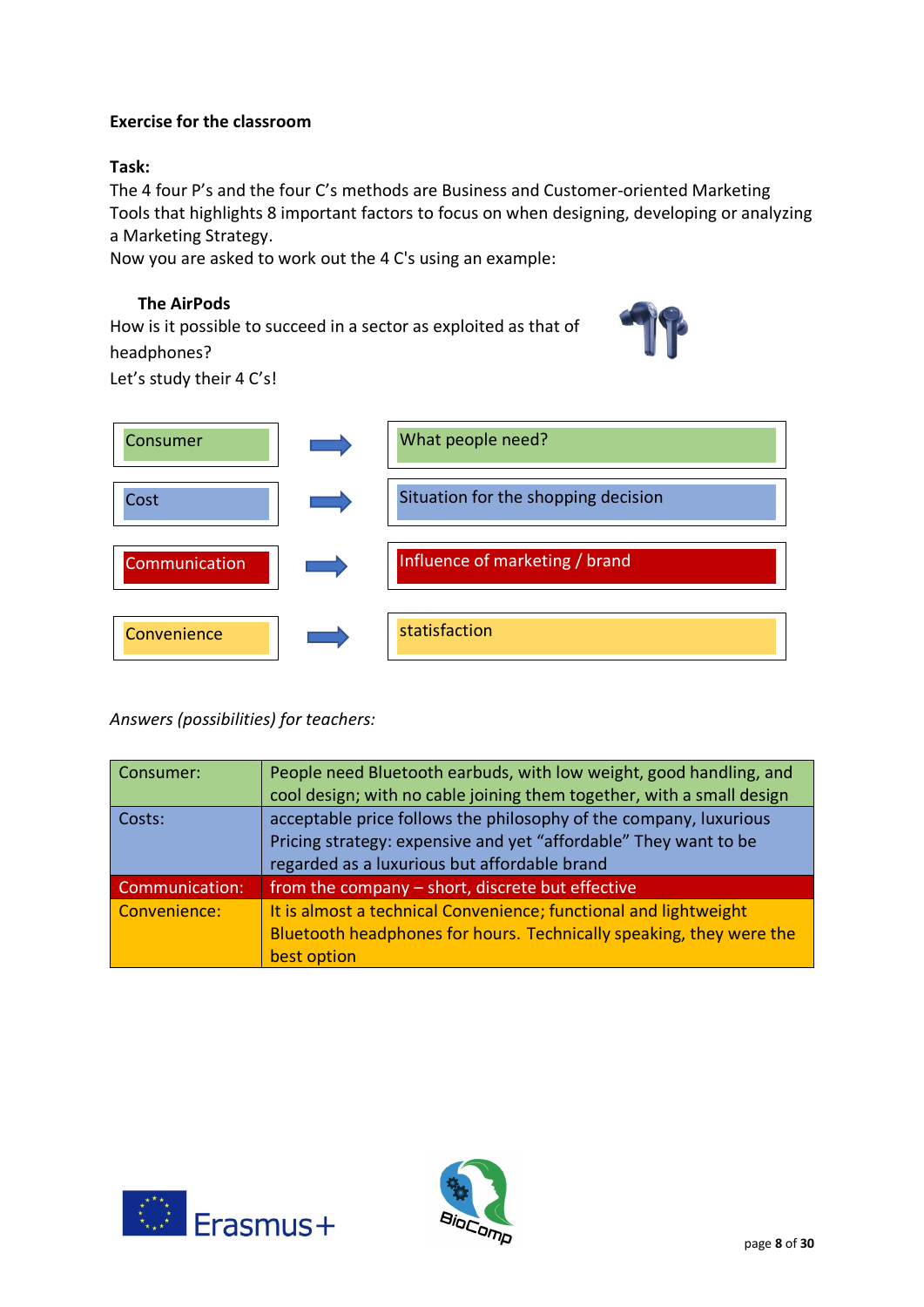**Exercise for the classroom**

**Task:**
The 4 four P's and the four C's methods are Business and Customer-oriented Marketing Tools that highlights 8 important factors to focus on when designing, developing or analyzing a Marketing Strategy.
Now you are asked to work out the 4 C's using an example:

**The AirPods**
How is it possible to succeed in a sector as exploited as that of headphones?
Let's study their 4 C's!

| | | |
|---|---|---|
| Consumer | → | What people need? |
| Cost | → | Situation for the shopping decision |
| Communication | → | Influence of marketing / brand |
| Convenience | → | statisfaction |

*Answers (possibilities) for teachers:*

| | |
|---|---|
| Consumer: | People need Bluetooth earbuds, with low weight, good handling, and cool design; with no cable joining them together, with a small design |
| Costs: | acceptable price follows the philosophy of the company, luxurious Pricing strategy: expensive and yet "affordable" They want to be regarded as a luxurious but affordable brand |
| Communication: | from the company – short, discrete but effective |
| Convenience: | It is almost a technical Convenience; functional and lightweight Bluetooth headphones for hours. Technically speaking, they were the best option |

Erasmus+

BioComp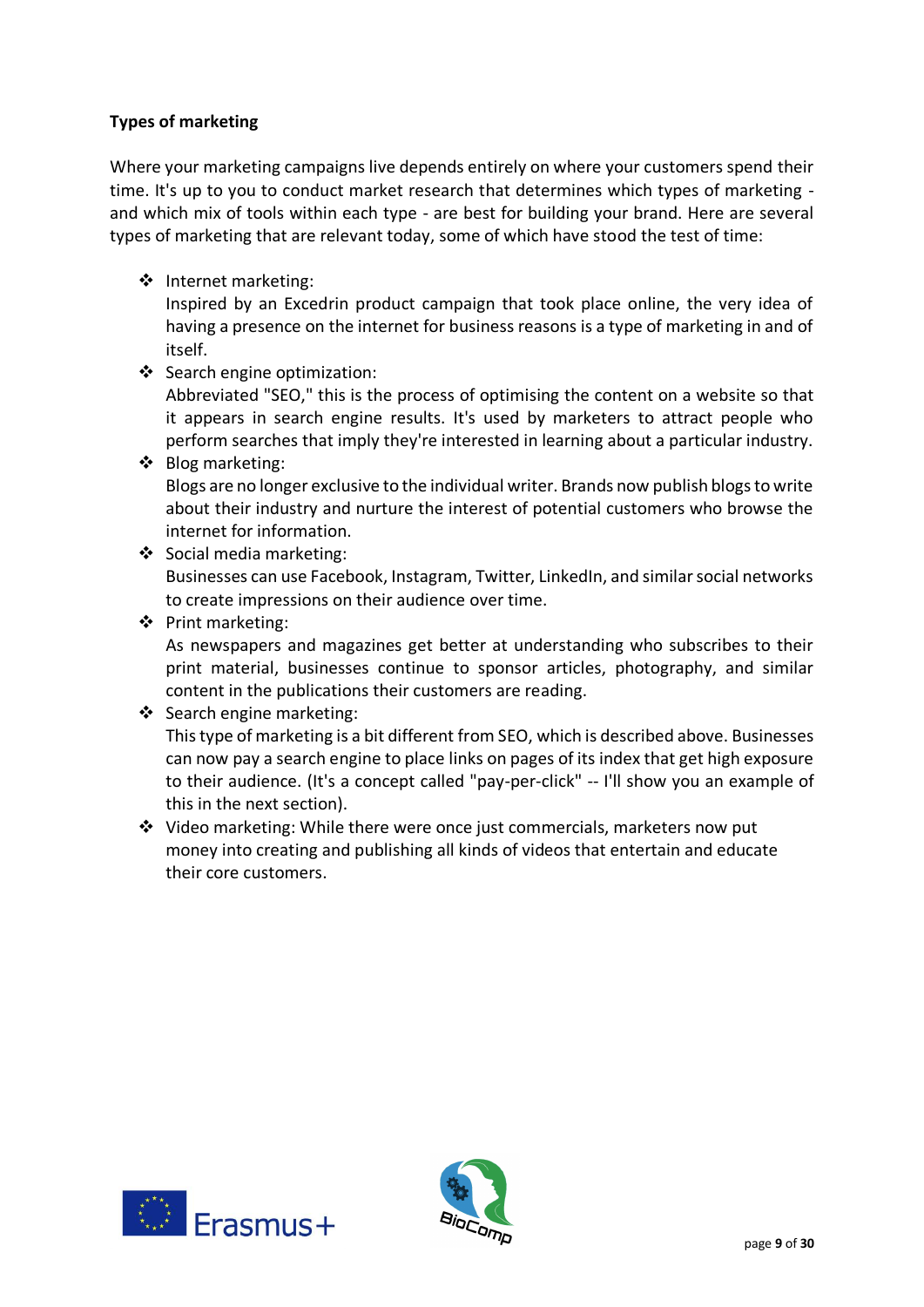**Types of marketing**

Where your marketing campaigns live depends entirely on where your customers spend their time. It's up to you to conduct market research that determines which types of marketing - and which mix of tools within each type - are best for building your brand. Here are several types of marketing that are relevant today, some of which have stood the test of time:

- Internet marketing:
  Inspired by an Excedrin product campaign that took place online, the very idea of having a presence on the internet for business reasons is a type of marketing in and of itself.
- Search engine optimization:
  Abbreviated "SEO," this is the process of optimising the content on a website so that it appears in search engine results. It's used by marketers to attract people who perform searches that imply they're interested in learning about a particular industry.
- Blog marketing:
  Blogs are no longer exclusive to the individual writer. Brands now publish blogs to write about their industry and nurture the interest of potential customers who browse the internet for information.
- Social media marketing:
  Businesses can use Facebook, Instagram, Twitter, LinkedIn, and similar social networks to create impressions on their audience over time.
- Print marketing:
  As newspapers and magazines get better at understanding who subscribes to their print material, businesses continue to sponsor articles, photography, and similar content in the publications their customers are reading.
- Search engine marketing:
  This type of marketing is a bit different from SEO, which is described above. Businesses can now pay a search engine to place links on pages of its index that get high exposure to their audience. (It's a concept called "pay-per-click" -- I'll show you an example of this in the next section).
- Video marketing: While there were once just commercials, marketers now put money into creating and publishing all kinds of videos that entertain and educate their core customers.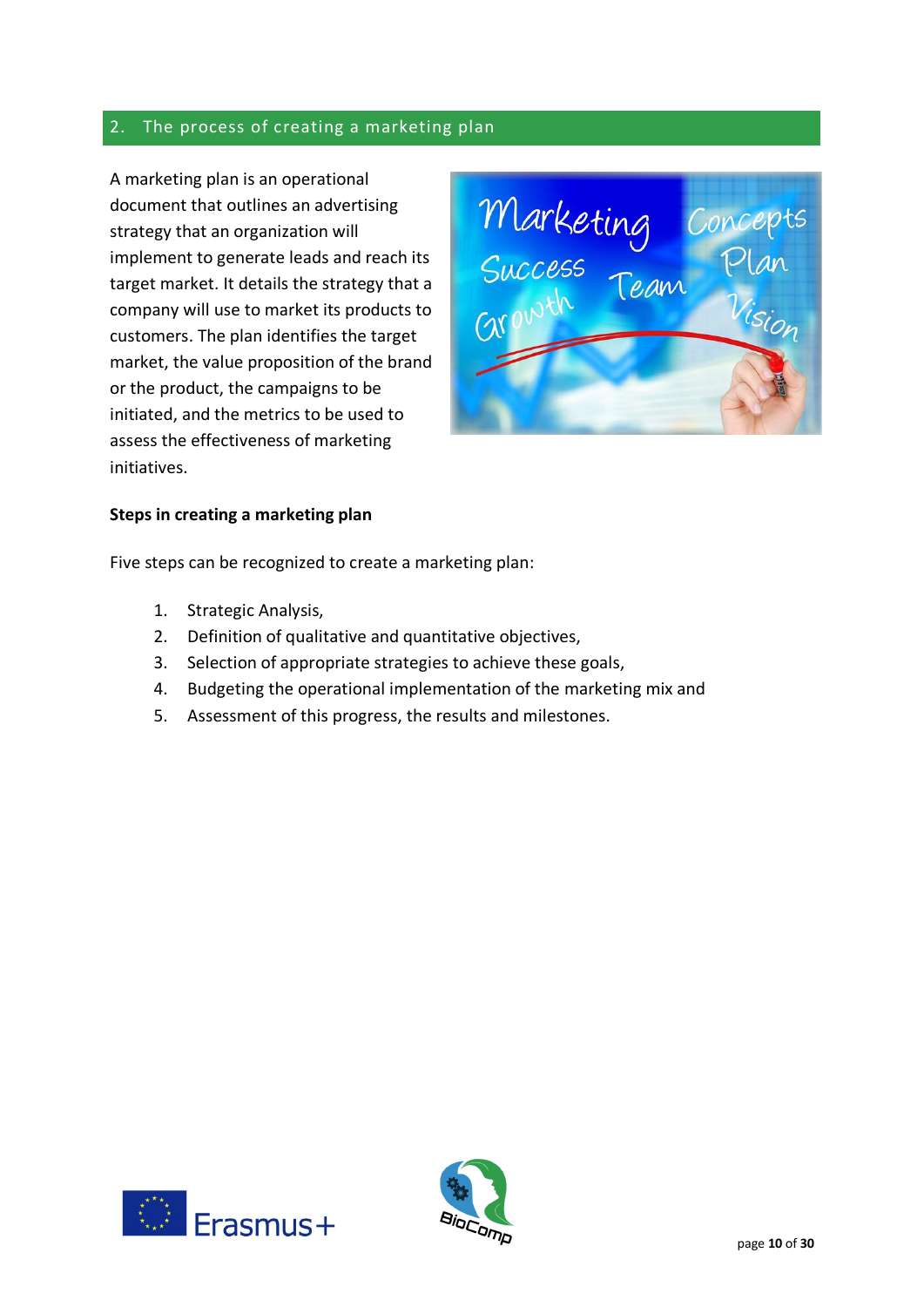## 2. The process of creating a marketing plan

A marketing plan is an operational document that outlines an advertising strategy that an organization will implement to generate leads and reach its target market. It details the strategy that a company will use to market its products to customers. The plan identifies the target market, the value proposition of the brand or the product, the campaigns to be initiated, and the metrics to be used to assess the effectiveness of marketing initiatives.

**Steps in creating a marketing plan**

Five steps can be recognized to create a marketing plan:

1. Strategic Analysis,
2. Definition of qualitative and quantitative objectives,
3. Selection of appropriate strategies to achieve these goals,
4. Budgeting the operational implementation of the marketing mix and
5. Assessment of this progress, the results and milestones.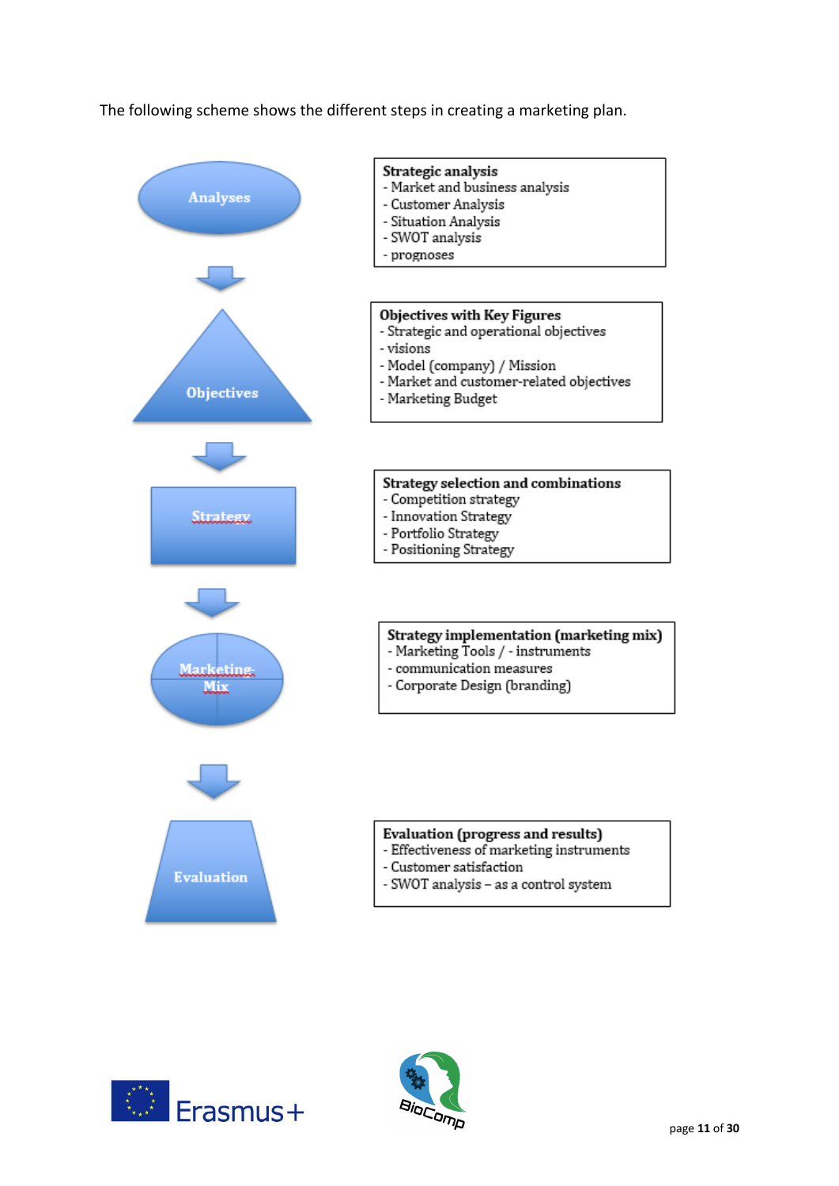The following scheme shows the different steps in creating a marketing plan.

**Analyses**

**Strategic analysis**
- Market and business analysis
- Customer Analysis
- Situation Analysis
- SWOT analysis
- prognoses

**Objectives**

**Objectives with Key Figures**
- Strategic and operational objectives
- visions
- Model (company) / Mission
- Market and customer-related objectives
- Marketing Budget

**Strategy**

**Strategy selection and combinations**
- Competition strategy
- Innovation Strategy
- Portfolio Strategy
- Positioning Strategy

**Marketing-Mix**

**Strategy implementation (marketing mix)**
- Marketing Tools / - instruments
- communication measures
- Corporate Design (branding)

**Evaluation**

**Evaluation (progress and results)**
- Effectiveness of marketing instruments
- Customer satisfaction
- SWOT analysis – as a control system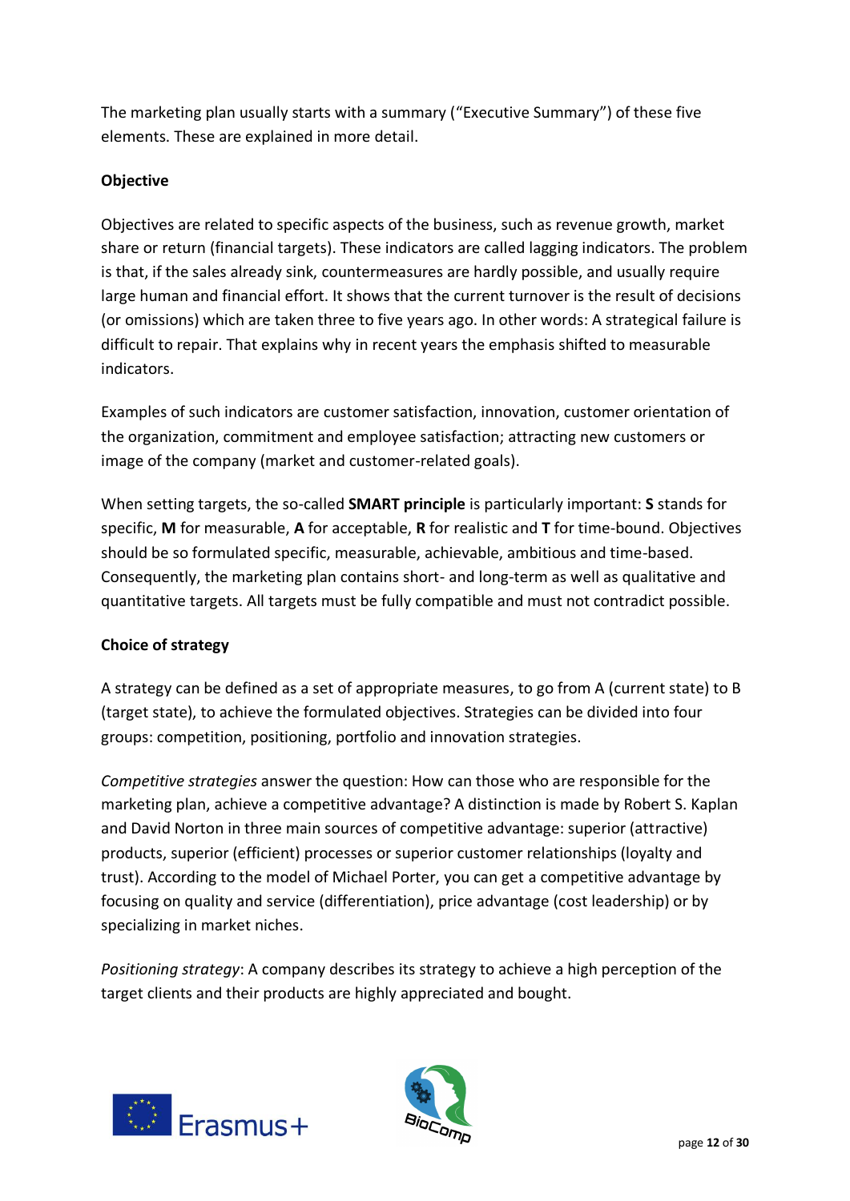The marketing plan usually starts with a summary ("Executive Summary") of these five elements. These are explained in more detail.

**Objective**

Objectives are related to specific aspects of the business, such as revenue growth, market share or return (financial targets). These indicators are called lagging indicators. The problem is that, if the sales already sink, countermeasures are hardly possible, and usually require large human and financial effort. It shows that the current turnover is the result of decisions (or omissions) which are taken three to five years ago. In other words: A strategical failure is difficult to repair. That explains why in recent years the emphasis shifted to measurable indicators.

Examples of such indicators are customer satisfaction, innovation, customer orientation of the organization, commitment and employee satisfaction; attracting new customers or image of the company (market and customer-related goals).

When setting targets, the so-called **SMART principle** is particularly important: **S** stands for specific, **M** for measurable, **A** for acceptable, **R** for realistic and **T** for time-bound. Objectives should be so formulated specific, measurable, achievable, ambitious and time-based. Consequently, the marketing plan contains short- and long-term as well as qualitative and quantitative targets. All targets must be fully compatible and must not contradict possible.

**Choice of strategy**

A strategy can be defined as a set of appropriate measures, to go from A (current state) to B (target state), to achieve the formulated objectives. Strategies can be divided into four groups: competition, positioning, portfolio and innovation strategies.

*Competitive strategies* answer the question: How can those who are responsible for the marketing plan, achieve a competitive advantage? A distinction is made by Robert S. Kaplan and David Norton in three main sources of competitive advantage: superior (attractive) products, superior (efficient) processes or superior customer relationships (loyalty and trust). According to the model of Michael Porter, you can get a competitive advantage by focusing on quality and service (differentiation), price advantage (cost leadership) or by specializing in market niches.

*Positioning strategy*: A company describes its strategy to achieve a high perception of the target clients and their products are highly appreciated and bought.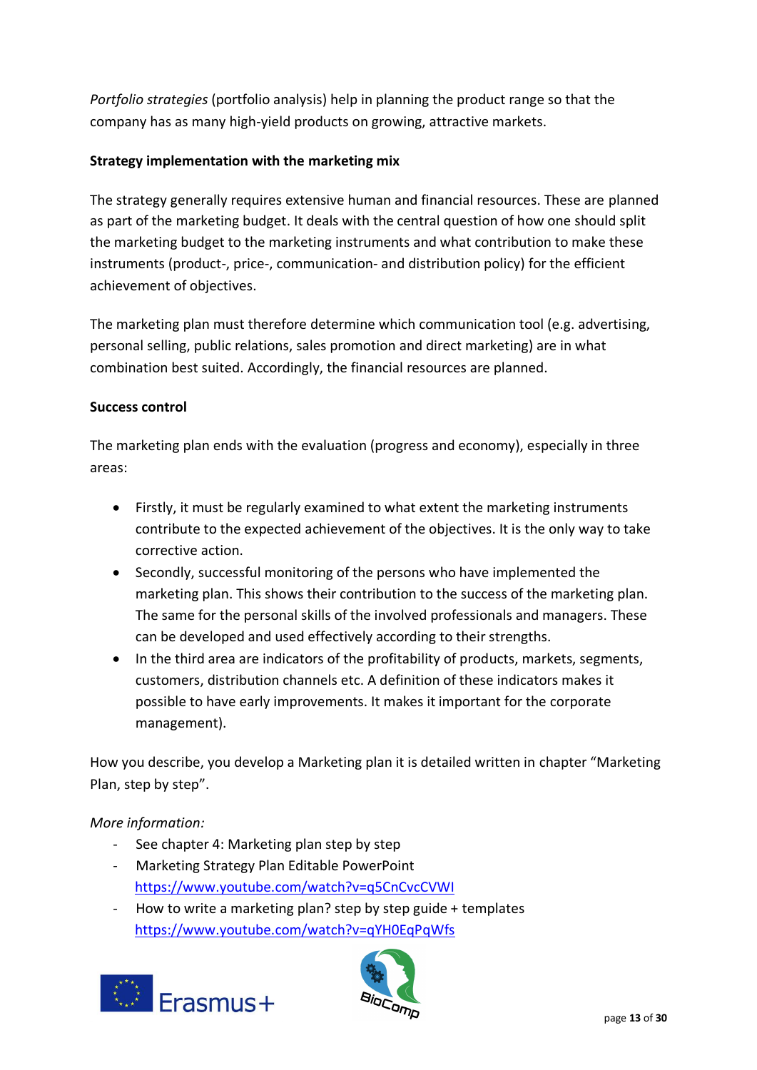*Portfolio strategies* (portfolio analysis) help in planning the product range so that the company has as many high-yield products on growing, attractive markets.

**Strategy implementation with the marketing mix**

The strategy generally requires extensive human and financial resources. These are planned as part of the marketing budget. It deals with the central question of how one should split the marketing budget to the marketing instruments and what contribution to make these instruments (product-, price-, communication- and distribution policy) for the efficient achievement of objectives.

The marketing plan must therefore determine which communication tool (e.g. advertising, personal selling, public relations, sales promotion and direct marketing) are in what combination best suited. Accordingly, the financial resources are planned.

**Success control**

The marketing plan ends with the evaluation (progress and economy), especially in three areas:

- Firstly, it must be regularly examined to what extent the marketing instruments contribute to the expected achievement of the objectives. It is the only way to take corrective action.
- Secondly, successful monitoring of the persons who have implemented the marketing plan. This shows their contribution to the success of the marketing plan. The same for the personal skills of the involved professionals and managers. These can be developed and used effectively according to their strengths.
- In the third area are indicators of the profitability of products, markets, segments, customers, distribution channels etc. A definition of these indicators makes it possible to have early improvements. It makes it important for the corporate management).

How you describe, you develop a Marketing plan it is detailed written in chapter "Marketing Plan, step by step".

*More information:*

- See chapter 4: Marketing plan step by step
- Marketing Strategy Plan Editable PowerPoint
  https://www.youtube.com/watch?v=q5CnCvcCVWI
- How to write a marketing plan? step by step guide + templates
  https://www.youtube.com/watch?v=qYH0EqPqWfs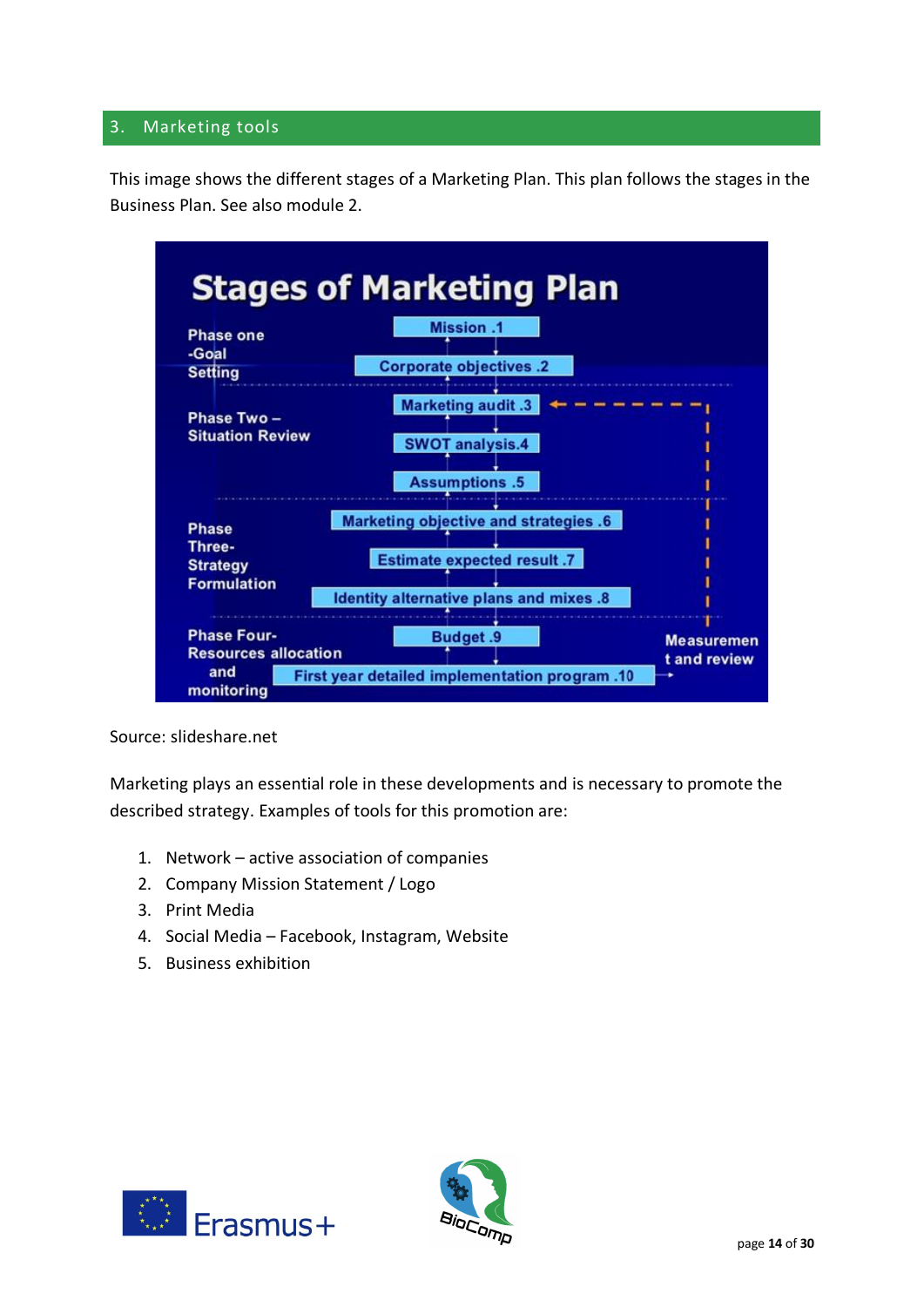## 3. Marketing tools

This image shows the different stages of a Marketing Plan. This plan follows the stages in the Business Plan. See also module 2.

**Stages of Marketing Plan**

| Phase | Stages |
| --- | --- |
| Phase one -Goal Setting | Mission .1<br>Corporate objectives .2 |
| Phase Two – Situation Review | Marketing audit .3<br>SWOT analysis.4<br>Assumptions .5 |
| Phase Three- Strategy Formulation | Marketing objective and strategies .6<br>Estimate expected result .7<br>Identity alternative plans and mixes .8 |
| Phase Four- Resources allocation and monitoring | Budget .9<br>First year detailed implementation program .10 |

Measurement and review

Source: slideshare.net

Marketing plays an essential role in these developments and is necessary to promote the described strategy. Examples of tools for this promotion are:

1. Network – active association of companies
2. Company Mission Statement / Logo
3. Print Media
4. Social Media – Facebook, Instagram, Website
5. Business exhibition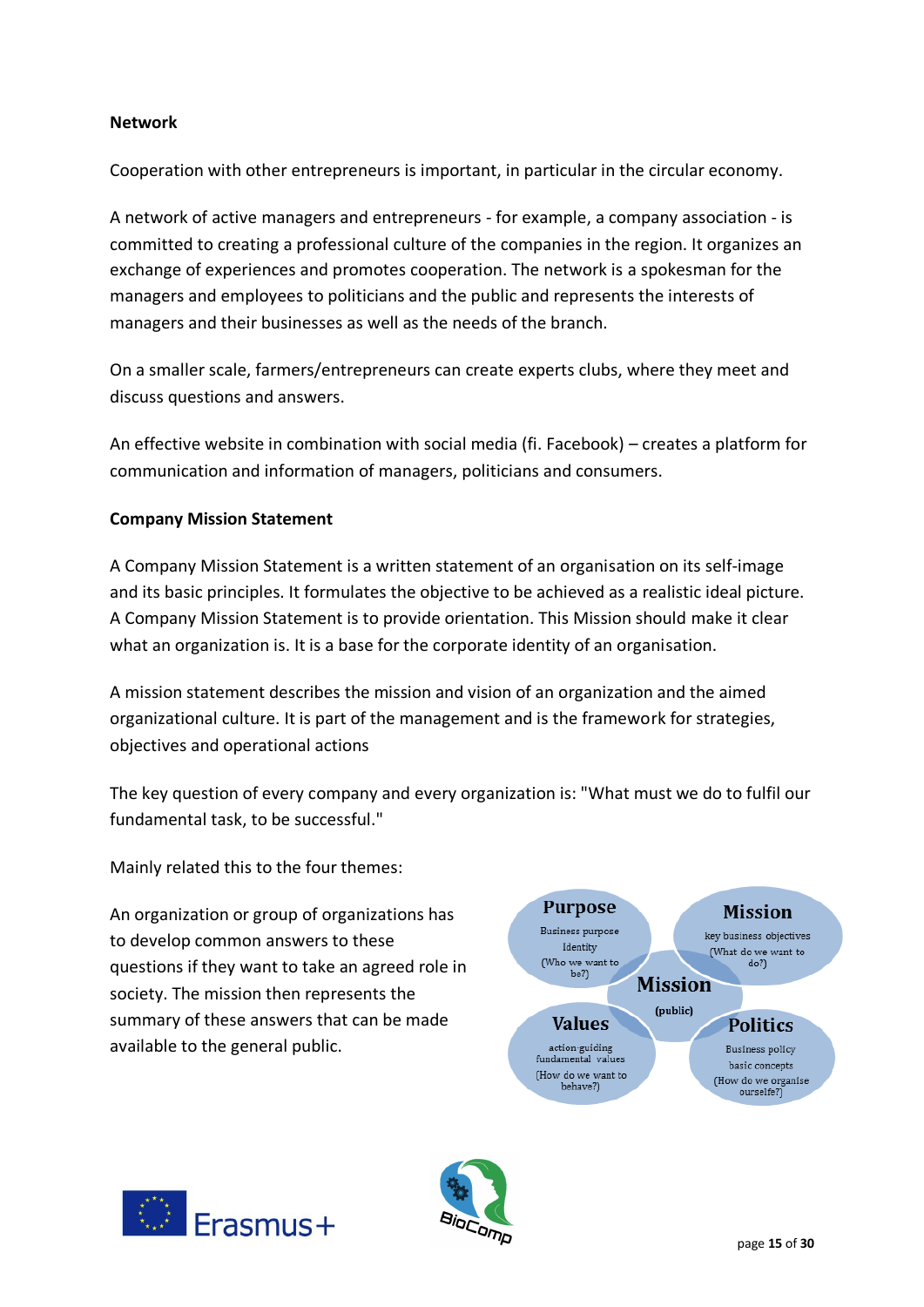**Network**

Cooperation with other entrepreneurs is important, in particular in the circular economy.

A network of active managers and entrepreneurs - for example, a company association - is committed to creating a professional culture of the companies in the region. It organizes an exchange of experiences and promotes cooperation. The network is a spokesman for the managers and employees to politicians and the public and represents the interests of managers and their businesses as well as the needs of the branch.

On a smaller scale, farmers/entrepreneurs can create experts clubs, where they meet and discuss questions and answers.

An effective website in combination with social media (fi. Facebook) – creates a platform for communication and information of managers, politicians and consumers.

**Company Mission Statement**

A Company Mission Statement is a written statement of an organisation on its self-image and its basic principles. It formulates the objective to be achieved as a realistic ideal picture. A Company Mission Statement is to provide orientation. This Mission should make it clear what an organization is. It is a base for the corporate identity of an organisation.

A mission statement describes the mission and vision of an organization and the aimed organizational culture. It is part of the management and is the framework for strategies, objectives and operational actions

The key question of every company and every organization is: "What must we do to fulfil our fundamental task, to be successful."

Mainly related this to the four themes:

An organization or group of organizations has to develop common answers to these questions if they want to take an agreed role in society. The mission then represents the summary of these answers that can be made available to the general public.

**Purpose**
Business purpose
Identity
(Who we want to be?)

**Mission**
key business objectives
(What do we want to do?)

**Mission**
(public)

**Values**
action-guiding fundamental values
(How do we want to behave?)

**Politics**
Business policy
basic concepts
(How do we organise ourselfe?)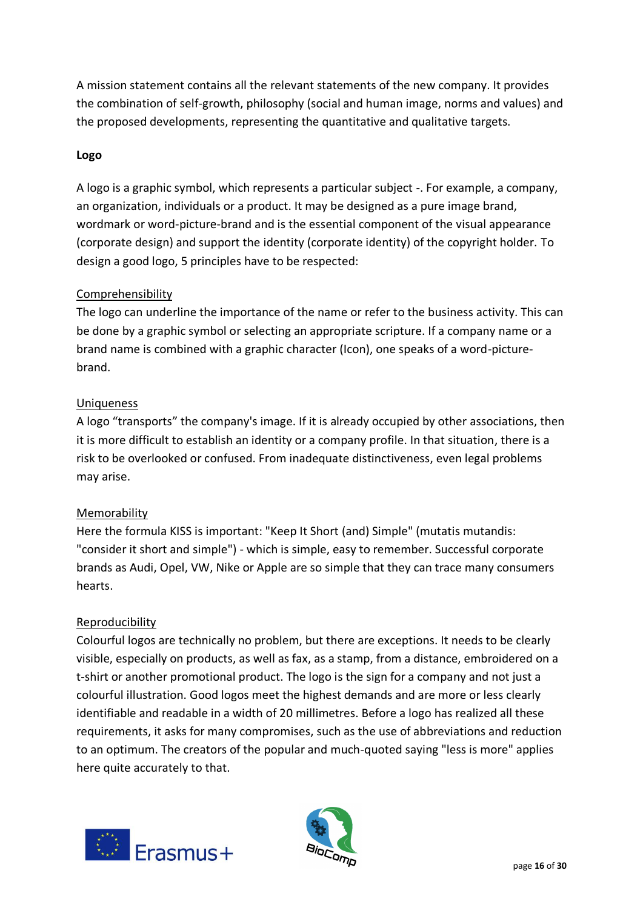A mission statement contains all the relevant statements of the new company. It provides the combination of self-growth, philosophy (social and human image, norms and values) and the proposed developments, representing the quantitative and qualitative targets.

**Logo**

A logo is a graphic symbol, which represents a particular subject -. For example, a company, an organization, individuals or a product. It may be designed as a pure image brand, wordmark or word-picture-brand and is the essential component of the visual appearance (corporate design) and support the identity (corporate identity) of the copyright holder. To design a good logo, 5 principles have to be respected:

<u>Comprehensibility</u>
The logo can underline the importance of the name or refer to the business activity. This can be done by a graphic symbol or selecting an appropriate scripture. If a company name or a brand name is combined with a graphic character (Icon), one speaks of a word-picture-brand.

<u>Uniqueness</u>
A logo "transports" the company's image. If it is already occupied by other associations, then it is more difficult to establish an identity or a company profile. In that situation, there is a risk to be overlooked or confused. From inadequate distinctiveness, even legal problems may arise.

<u>Memorability</u>
Here the formula KISS is important: "Keep It Short (and) Simple" (mutatis mutandis: "consider it short and simple") - which is simple, easy to remember. Successful corporate brands as Audi, Opel, VW, Nike or Apple are so simple that they can trace many consumers hearts.

<u>Reproducibility</u>
Colourful logos are technically no problem, but there are exceptions. It needs to be clearly visible, especially on products, as well as fax, as a stamp, from a distance, embroidered on a t-shirt or another promotional product. The logo is the sign for a company and not just a colourful illustration. Good logos meet the highest demands and are more or less clearly identifiable and readable in a width of 20 millimetres. Before a logo has realized all these requirements, it asks for many compromises, such as the use of abbreviations and reduction to an optimum. The creators of the popular and much-quoted saying "less is more" applies here quite accurately to that.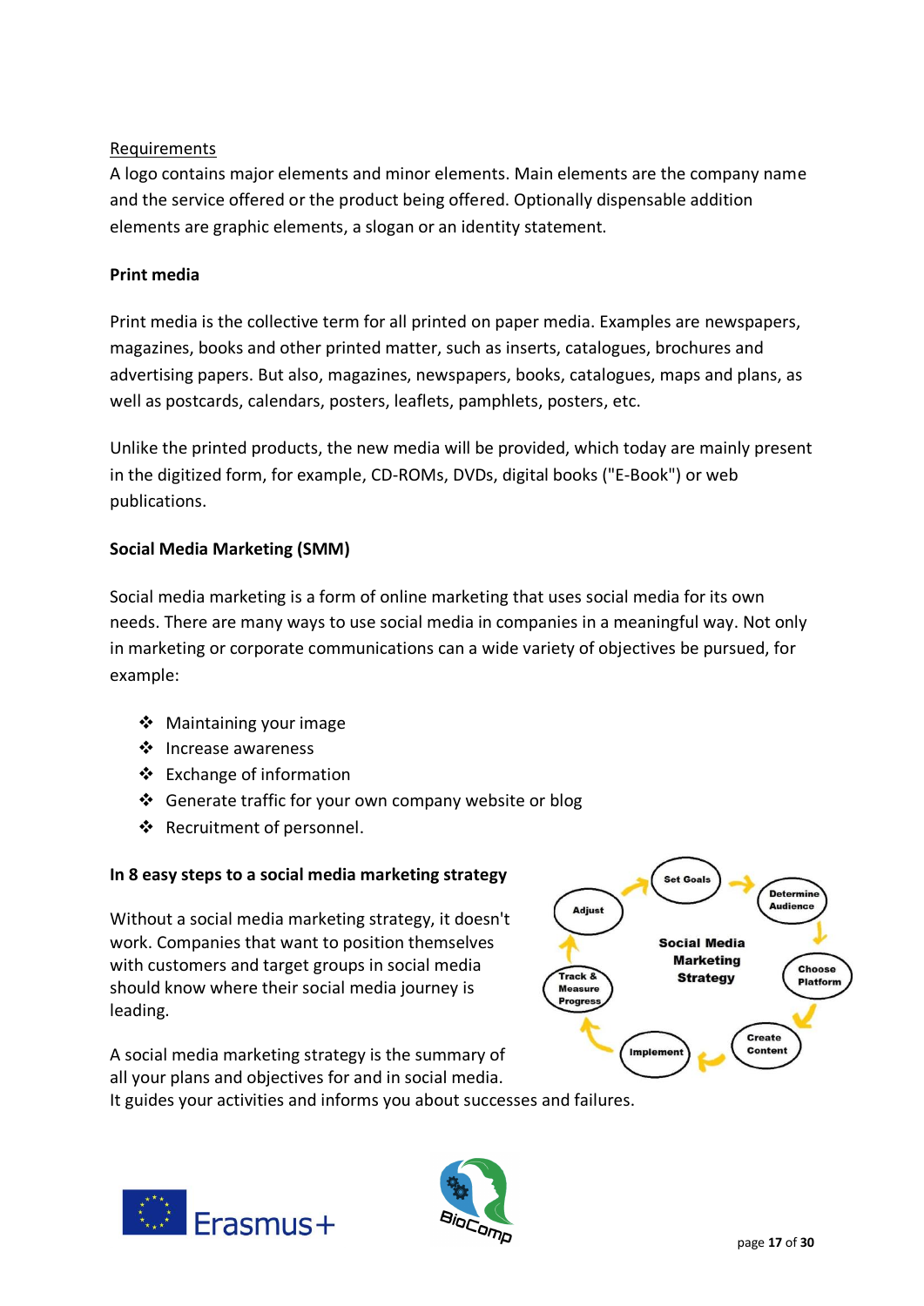Requirements

A logo contains major elements and minor elements. Main elements are the company name and the service offered or the product being offered. Optionally dispensable addition elements are graphic elements, a slogan or an identity statement.

**Print media**

Print media is the collective term for all printed on paper media. Examples are newspapers, magazines, books and other printed matter, such as inserts, catalogues, brochures and advertising papers. But also, magazines, newspapers, books, catalogues, maps and plans, as well as postcards, calendars, posters, leaflets, pamphlets, posters, etc.

Unlike the printed products, the new media will be provided, which today are mainly present in the digitized form, for example, CD-ROMs, DVDs, digital books ("E-Book") or web publications.

**Social Media Marketing (SMM)**

Social media marketing is a form of online marketing that uses social media for its own needs. There are many ways to use social media in companies in a meaningful way. Not only in marketing or corporate communications can a wide variety of objectives be pursued, for example:

- Maintaining your image
- Increase awareness
- Exchange of information
- Generate traffic for your own company website or blog
- Recruitment of personnel.

**In 8 easy steps to a social media marketing strategy**

Without a social media marketing strategy, it doesn't work. Companies that want to position themselves with customers and target groups in social media should know where their social media journey is leading.

A social media marketing strategy is the summary of all your plans and objectives for and in social media. It guides your activities and informs you about successes and failures.

Social Media Marketing Strategy: Set Goals → Determine Audience → Choose Platform → Create Content → Implement → Track & Measure Progress → Adjust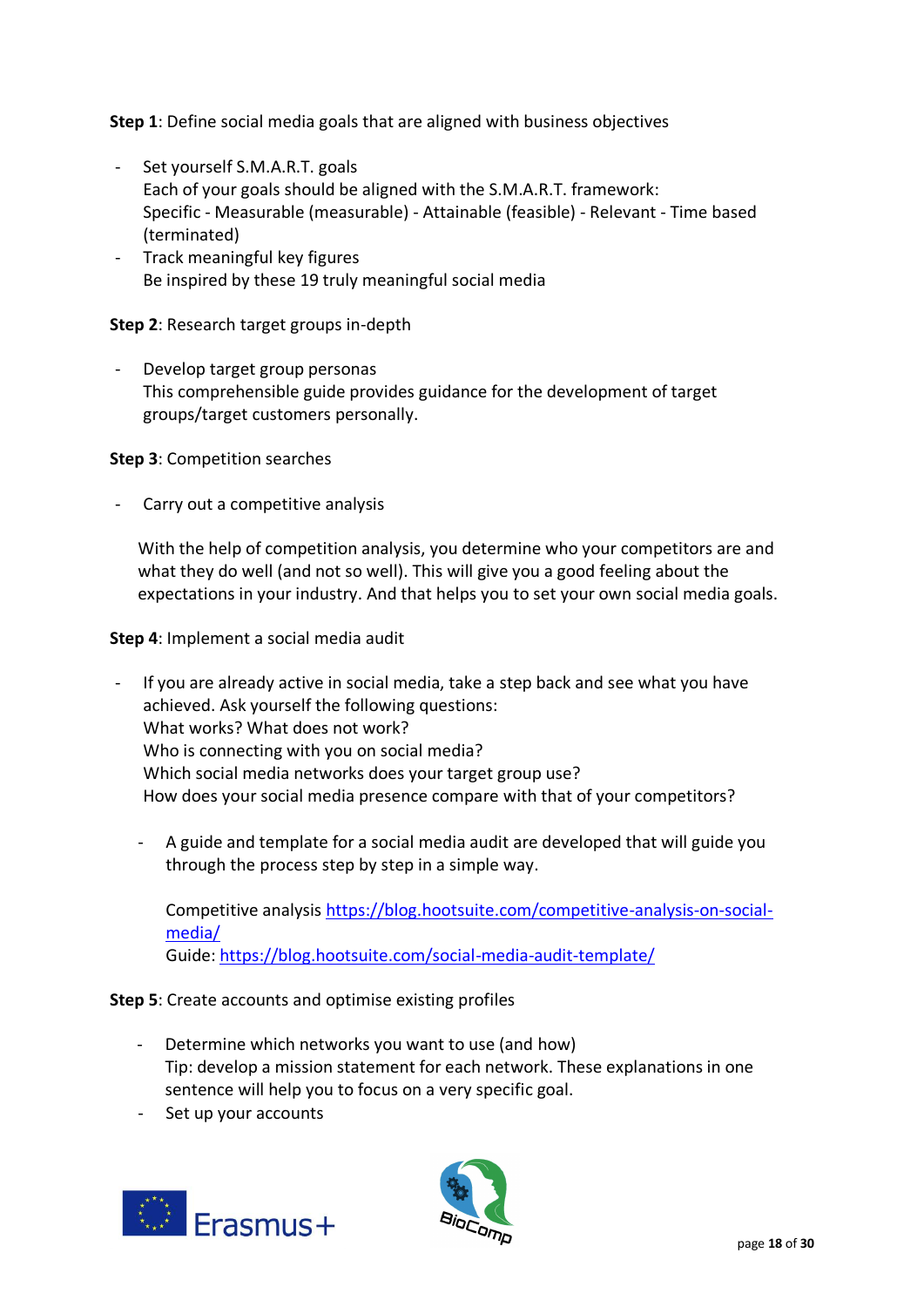**Step 1**: Define social media goals that are aligned with business objectives

- Set yourself S.M.A.R.T. goals
  Each of your goals should be aligned with the S.M.A.R.T. framework:
  Specific - Measurable (measurable) - Attainable (feasible) - Relevant - Time based (terminated)
- Track meaningful key figures
  Be inspired by these 19 truly meaningful social media

**Step 2**: Research target groups in-depth

- Develop target group personas
  This comprehensible guide provides guidance for the development of target groups/target customers personally.

**Step 3**: Competition searches

- Carry out a competitive analysis

  With the help of competition analysis, you determine who your competitors are and what they do well (and not so well). This will give you a good feeling about the expectations in your industry. And that helps you to set your own social media goals.

**Step 4**: Implement a social media audit

- If you are already active in social media, take a step back and see what you have achieved. Ask yourself the following questions:
  What works? What does not work?
  Who is connecting with you on social media?
  Which social media networks does your target group use?
  How does your social media presence compare with that of your competitors?

  - A guide and template for a social media audit are developed that will guide you through the process step by step in a simple way.

    Competitive analysis https://blog.hootsuite.com/competitive-analysis-on-social-media/
    Guide: https://blog.hootsuite.com/social-media-audit-template/

**Step 5**: Create accounts and optimise existing profiles

- Determine which networks you want to use (and how)
  Tip: develop a mission statement for each network. These explanations in one sentence will help you to focus on a very specific goal.
- Set up your accounts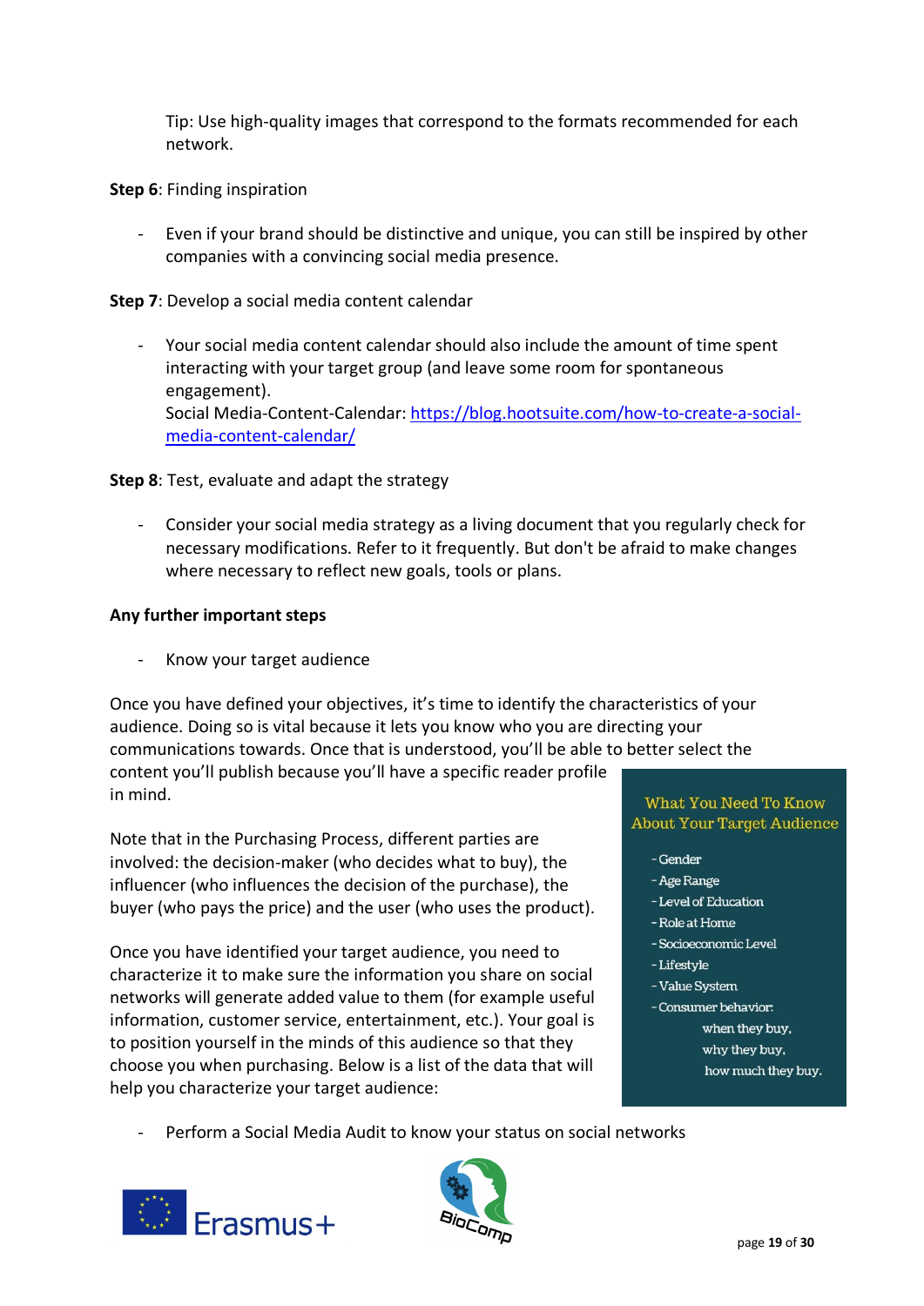Tip: Use high-quality images that correspond to the formats recommended for each network.

**Step 6**: Finding inspiration

- Even if your brand should be distinctive and unique, you can still be inspired by other companies with a convincing social media presence.

**Step 7**: Develop a social media content calendar

- Your social media content calendar should also include the amount of time spent interacting with your target group (and leave some room for spontaneous engagement).
  Social Media-Content-Calendar: https://blog.hootsuite.com/how-to-create-a-social-media-content-calendar/

**Step 8**: Test, evaluate and adapt the strategy

- Consider your social media strategy as a living document that you regularly check for necessary modifications. Refer to it frequently. But don't be afraid to make changes where necessary to reflect new goals, tools or plans.

**Any further important steps**

- Know your target audience

Once you have defined your objectives, it's time to identify the characteristics of your audience. Doing so is vital because it lets you know who you are directing your communications towards. Once that is understood, you'll be able to better select the content you'll publish because you'll have a specific reader profile in mind.

Note that in the Purchasing Process, different parties are involved: the decision-maker (who decides what to buy), the influencer (who influences the decision of the purchase), the buyer (who pays the price) and the user (who uses the product).

Once you have identified your target audience, you need to characterize it to make sure the information you share on social networks will generate added value to them (for example useful information, customer service, entertainment, etc.). Your goal is to position yourself in the minds of this audience so that they choose you when purchasing. Below is a list of the data that will help you characterize your target audience:

What You Need To Know About Your Target Audience

- Gender
- Age Range
- Level of Education
- Role at Home
- Socioeconomic Level
- Lifestyle
- Value System
- Consumer behavior:
  when they buy,
  why they buy,
  how much they buy.

- Perform a Social Media Audit to know your status on social networks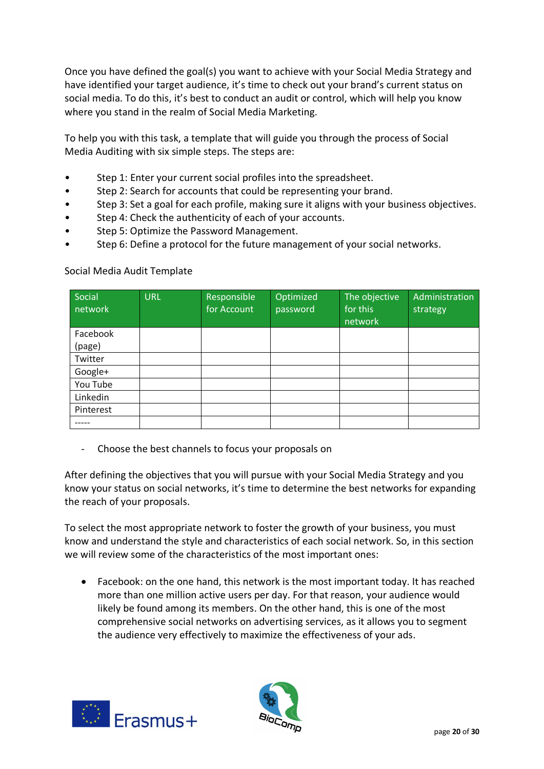Once you have defined the goal(s) you want to achieve with your Social Media Strategy and have identified your target audience, it's time to check out your brand's current status on social media. To do this, it's best to conduct an audit or control, which will help you know where you stand in the realm of Social Media Marketing.

To help you with this task, a template that will guide you through the process of Social Media Auditing with six simple steps. The steps are:

- Step 1: Enter your current social profiles into the spreadsheet.
- Step 2: Search for accounts that could be representing your brand.
- Step 3: Set a goal for each profile, making sure it aligns with your business objectives.
- Step 4: Check the authenticity of each of your accounts.
- Step 5: Optimize the Password Management.
- Step 6: Define a protocol for the future management of your social networks.

Social Media Audit Template

| Social network | URL | Responsible for Account | Optimized password | The objective for this network | Administration strategy |
|---|---|---|---|---|---|
| Facebook (page) | | | | | |
| Twitter | | | | | |
| Google+ | | | | | |
| You Tube | | | | | |
| Linkedin | | | | | |
| Pinterest | | | | | |
| ----- | | | | | |

- Choose the best channels to focus your proposals on

After defining the objectives that you will pursue with your Social Media Strategy and you know your status on social networks, it's time to determine the best networks for expanding the reach of your proposals.

To select the most appropriate network to foster the growth of your business, you must know and understand the style and characteristics of each social network. So, in this section we will review some of the characteristics of the most important ones:

- Facebook: on the one hand, this network is the most important today. It has reached more than one million active users per day. For that reason, your audience would likely be found among its members. On the other hand, this is one of the most comprehensive social networks on advertising services, as it allows you to segment the audience very effectively to maximize the effectiveness of your ads.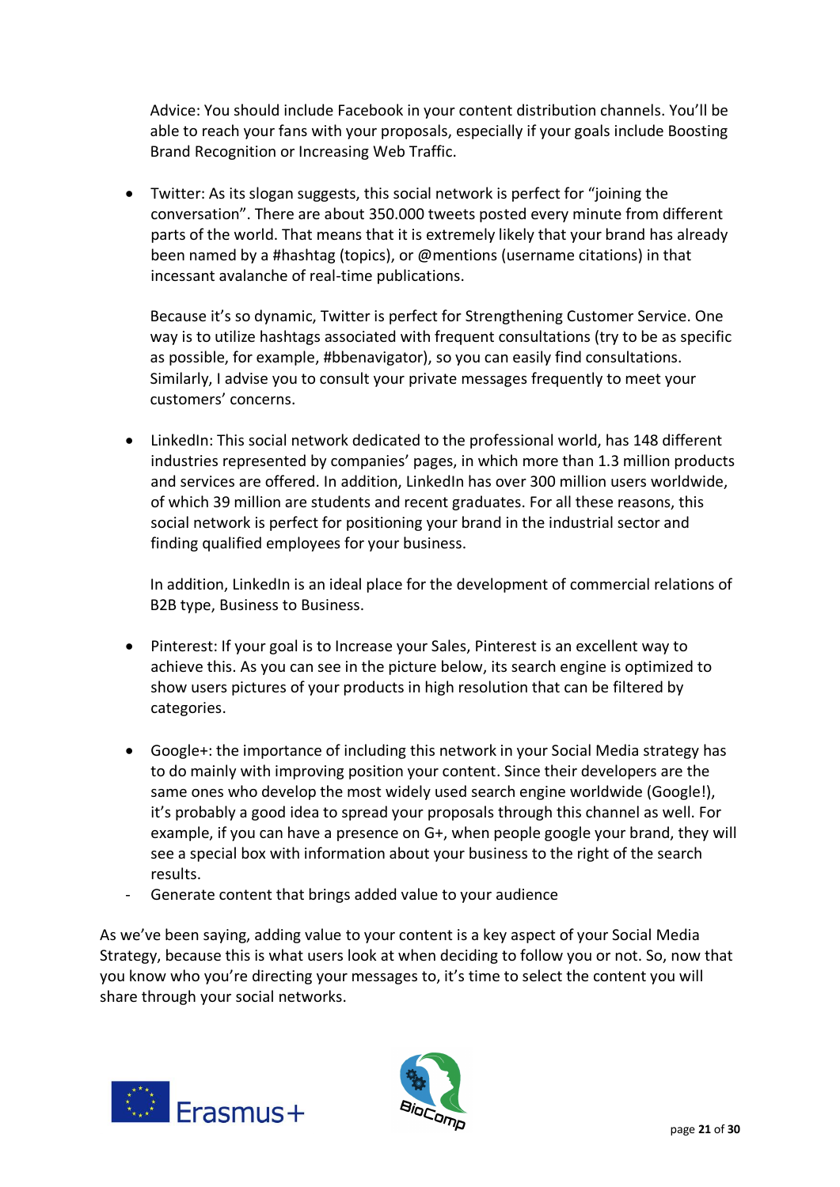Advice: You should include Facebook in your content distribution channels. You'll be able to reach your fans with your proposals, especially if your goals include Boosting Brand Recognition or Increasing Web Traffic.

- Twitter: As its slogan suggests, this social network is perfect for "joining the conversation". There are about 350.000 tweets posted every minute from different parts of the world. That means that it is extremely likely that your brand has already been named by a #hashtag (topics), or @mentions (username citations) in that incessant avalanche of real-time publications.

  Because it's so dynamic, Twitter is perfect for Strengthening Customer Service. One way is to utilize hashtags associated with frequent consultations (try to be as specific as possible, for example, #bbenavigator), so you can easily find consultations. Similarly, I advise you to consult your private messages frequently to meet your customers' concerns.

- LinkedIn: This social network dedicated to the professional world, has 148 different industries represented by companies' pages, in which more than 1.3 million products and services are offered. In addition, LinkedIn has over 300 million users worldwide, of which 39 million are students and recent graduates. For all these reasons, this social network is perfect for positioning your brand in the industrial sector and finding qualified employees for your business.

  In addition, LinkedIn is an ideal place for the development of commercial relations of B2B type, Business to Business.

- Pinterest: If your goal is to Increase your Sales, Pinterest is an excellent way to achieve this. As you can see in the picture below, its search engine is optimized to show users pictures of your products in high resolution that can be filtered by categories.

- Google+: the importance of including this network in your Social Media strategy has to do mainly with improving position your content. Since their developers are the same ones who develop the most widely used search engine worldwide (Google!), it's probably a good idea to spread your proposals through this channel as well. For example, if you can have a presence on G+, when people google your brand, they will see a special box with information about your business to the right of the search results.

- Generate content that brings added value to your audience

As we've been saying, adding value to your content is a key aspect of your Social Media Strategy, because this is what users look at when deciding to follow you or not. So, now that you know who you're directing your messages to, it's time to select the content you will share through your social networks.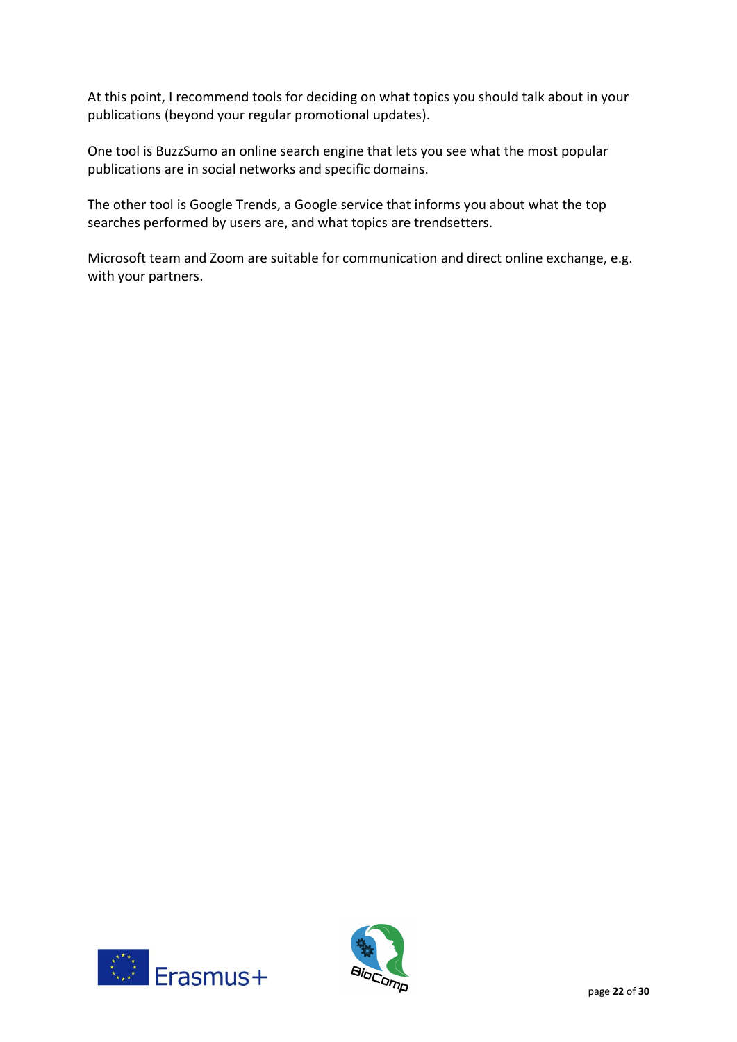At this point, I recommend tools for deciding on what topics you should talk about in your publications (beyond your regular promotional updates).

One tool is BuzzSumo an online search engine that lets you see what the most popular publications are in social networks and specific domains.

The other tool is Google Trends, a Google service that informs you about what the top searches performed by users are, and what topics are trendsetters.

Microsoft team and Zoom are suitable for communication and direct online exchange, e.g. with your partners.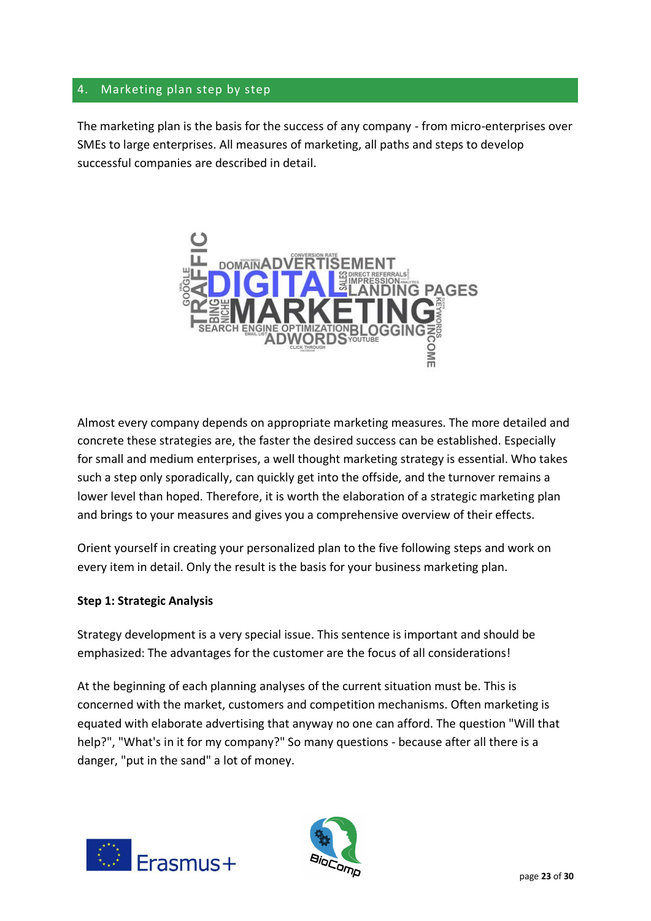## 4. Marketing plan step by step

The marketing plan is the basis for the success of any company - from micro-enterprises over SMEs to large enterprises. All measures of marketing, all paths and steps to develop successful companies are described in detail.

Almost every company depends on appropriate marketing measures. The more detailed and concrete these strategies are, the faster the desired success can be established. Especially for small and medium enterprises, a well thought marketing strategy is essential. Who takes such a step only sporadically, can quickly get into the offside, and the turnover remains a lower level than hoped. Therefore, it is worth the elaboration of a strategic marketing plan and brings to your measures and gives you a comprehensive overview of their effects.

Orient yourself in creating your personalized plan to the five following steps and work on every item in detail. Only the result is the basis for your business marketing plan.

**Step 1: Strategic Analysis**

Strategy development is a very special issue. This sentence is important and should be emphasized: The advantages for the customer are the focus of all considerations!

At the beginning of each planning analyses of the current situation must be. This is concerned with the market, customers and competition mechanisms. Often marketing is equated with elaborate advertising that anyway no one can afford. The question "Will that help?", "What's in it for my company?" So many questions - because after all there is a danger, "put in the sand" a lot of money.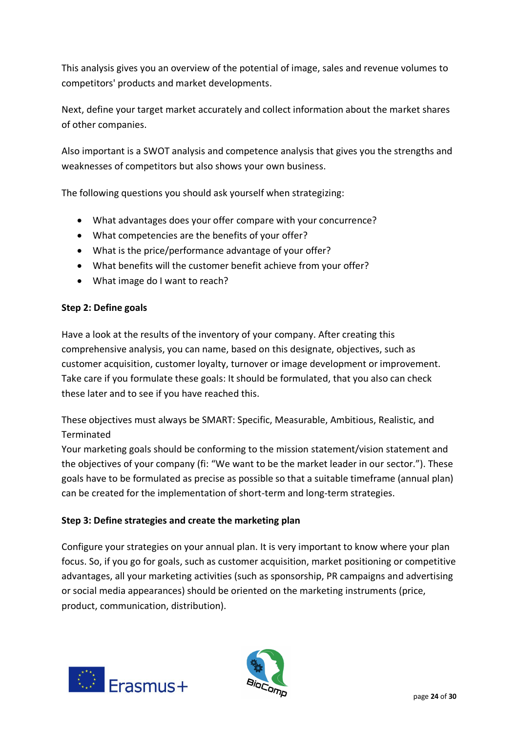This analysis gives you an overview of the potential of image, sales and revenue volumes to competitors' products and market developments.

Next, define your target market accurately and collect information about the market shares of other companies.

Also important is a SWOT analysis and competence analysis that gives you the strengths and weaknesses of competitors but also shows your own business.

The following questions you should ask yourself when strategizing:

- What advantages does your offer compare with your concurrence?
- What competencies are the benefits of your offer?
- What is the price/performance advantage of your offer?
- What benefits will the customer benefit achieve from your offer?
- What image do I want to reach?

**Step 2: Define goals**

Have a look at the results of the inventory of your company. After creating this comprehensive analysis, you can name, based on this designate, objectives, such as customer acquisition, customer loyalty, turnover or image development or improvement. Take care if you formulate these goals: It should be formulated, that you also can check these later and to see if you have reached this.

These objectives must always be SMART: Specific, Measurable, Ambitious, Realistic, and Terminated
Your marketing goals should be conforming to the mission statement/vision statement and the objectives of your company (fi: "We want to be the market leader in our sector."). These goals have to be formulated as precise as possible so that a suitable timeframe (annual plan) can be created for the implementation of short-term and long-term strategies.

**Step 3: Define strategies and create the marketing plan**

Configure your strategies on your annual plan. It is very important to know where your plan focus. So, if you go for goals, such as customer acquisition, market positioning or competitive advantages, all your marketing activities (such as sponsorship, PR campaigns and advertising or social media appearances) should be oriented on the marketing instruments (price, product, communication, distribution).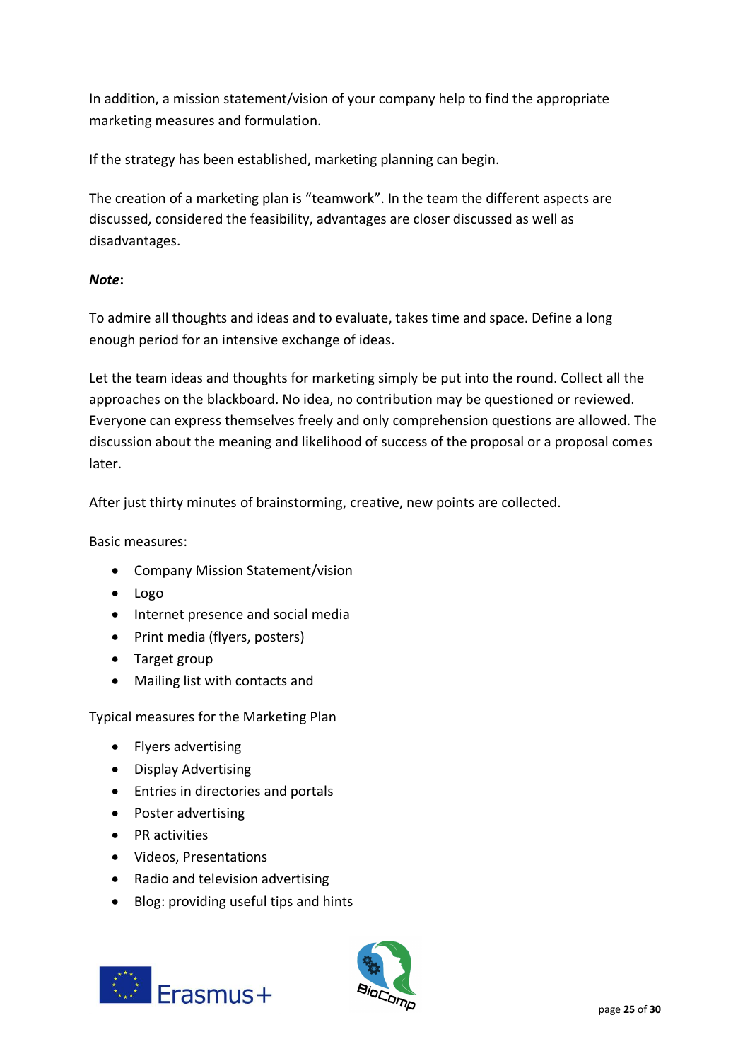In addition, a mission statement/vision of your company help to find the appropriate marketing measures and formulation.

If the strategy has been established, marketing planning can begin.

The creation of a marketing plan is "teamwork". In the team the different aspects are discussed, considered the feasibility, advantages are closer discussed as well as disadvantages.

***Note*:**

To admire all thoughts and ideas and to evaluate, takes time and space. Define a long enough period for an intensive exchange of ideas.

Let the team ideas and thoughts for marketing simply be put into the round. Collect all the approaches on the blackboard. No idea, no contribution may be questioned or reviewed. Everyone can express themselves freely and only comprehension questions are allowed. The discussion about the meaning and likelihood of success of the proposal or a proposal comes later.

After just thirty minutes of brainstorming, creative, new points are collected.

Basic measures:

- Company Mission Statement/vision
- Logo
- Internet presence and social media
- Print media (flyers, posters)
- Target group
- Mailing list with contacts and

Typical measures for the Marketing Plan

- Flyers advertising
- Display Advertising
- Entries in directories and portals
- Poster advertising
- PR activities
- Videos, Presentations
- Radio and television advertising
- Blog: providing useful tips and hints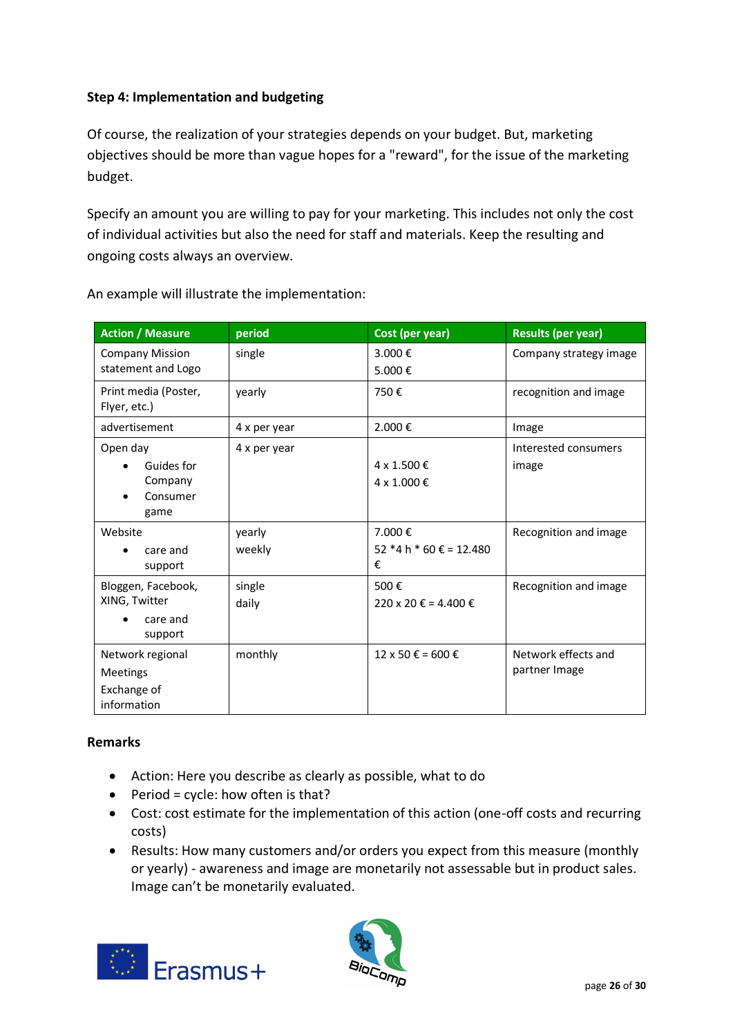**Step 4: Implementation and budgeting**

Of course, the realization of your strategies depends on your budget. But, marketing objectives should be more than vague hopes for a "reward", for the issue of the marketing budget.

Specify an amount you are willing to pay for your marketing. This includes not only the cost of individual activities but also the need for staff and materials. Keep the resulting and ongoing costs always an overview.

An example will illustrate the implementation:

| Action / Measure | period | Cost (per year) | Results (per year) |
|---|---|---|---|
| Company Mission statement and Logo | single | 3.000 €<br>5.000 € | Company strategy image |
| Print media (Poster, Flyer, etc.) | yearly | 750 € | recognition and image |
| advertisement | 4 x per year | 2.000 € | Image |
| Open day<br>• Guides for Company<br>• Consumer game | 4 x per year | 4 x 1.500 €<br>4 x 1.000 € | Interested consumers image |
| Website<br>• care and support | yearly<br>weekly | 7.000 €<br>52 *4 h * 60 € = 12.480 € | Recognition and image |
| Bloggen, Facebook, XING, Twitter<br>• care and support | single<br>daily | 500 €<br>220 x 20 € = 4.400 € | Recognition and image |
| Network regional Meetings Exchange of information | monthly | 12 x 50 € = 600 € | Network effects and partner Image |

**Remarks**

- Action: Here you describe as clearly as possible, what to do
- Period = cycle: how often is that?
- Cost: cost estimate for the implementation of this action (one-off costs and recurring costs)
- Results: How many customers and/or orders you expect from this measure (monthly or yearly) - awareness and image are monetarily not assessable but in product sales. Image can't be monetarily evaluated.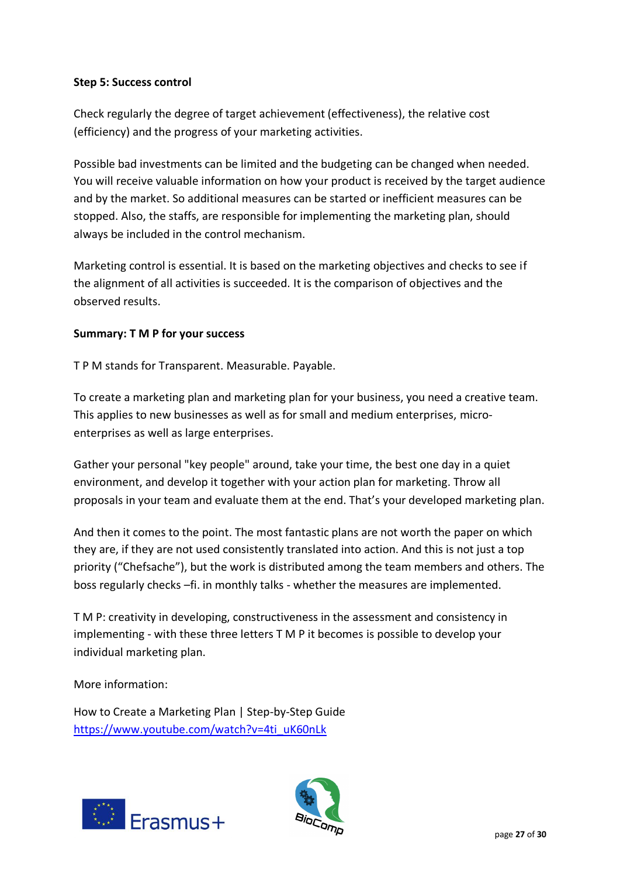**Step 5: Success control**

Check regularly the degree of target achievement (effectiveness), the relative cost (efficiency) and the progress of your marketing activities.

Possible bad investments can be limited and the budgeting can be changed when needed. You will receive valuable information on how your product is received by the target audience and by the market. So additional measures can be started or inefficient measures can be stopped. Also, the staffs, are responsible for implementing the marketing plan, should always be included in the control mechanism.

Marketing control is essential. It is based on the marketing objectives and checks to see if the alignment of all activities is succeeded. It is the comparison of objectives and the observed results.

**Summary: T M P for your success**

T P M stands for Transparent. Measurable. Payable.

To create a marketing plan and marketing plan for your business, you need a creative team. This applies to new businesses as well as for small and medium enterprises, micro-enterprises as well as large enterprises.

Gather your personal "key people" around, take your time, the best one day in a quiet environment, and develop it together with your action plan for marketing. Throw all proposals in your team and evaluate them at the end. That's your developed marketing plan.

And then it comes to the point. The most fantastic plans are not worth the paper on which they are, if they are not used consistently translated into action. And this is not just a top priority ("Chefsache"), but the work is distributed among the team members and others. The boss regularly checks –fi. in monthly talks - whether the measures are implemented.

T M P: creativity in developing, constructiveness in the assessment and consistency in implementing - with these three letters T M P it becomes is possible to develop your individual marketing plan.

More information:

How to Create a Marketing Plan | Step-by-Step Guide
https://www.youtube.com/watch?v=4ti_uK60nLk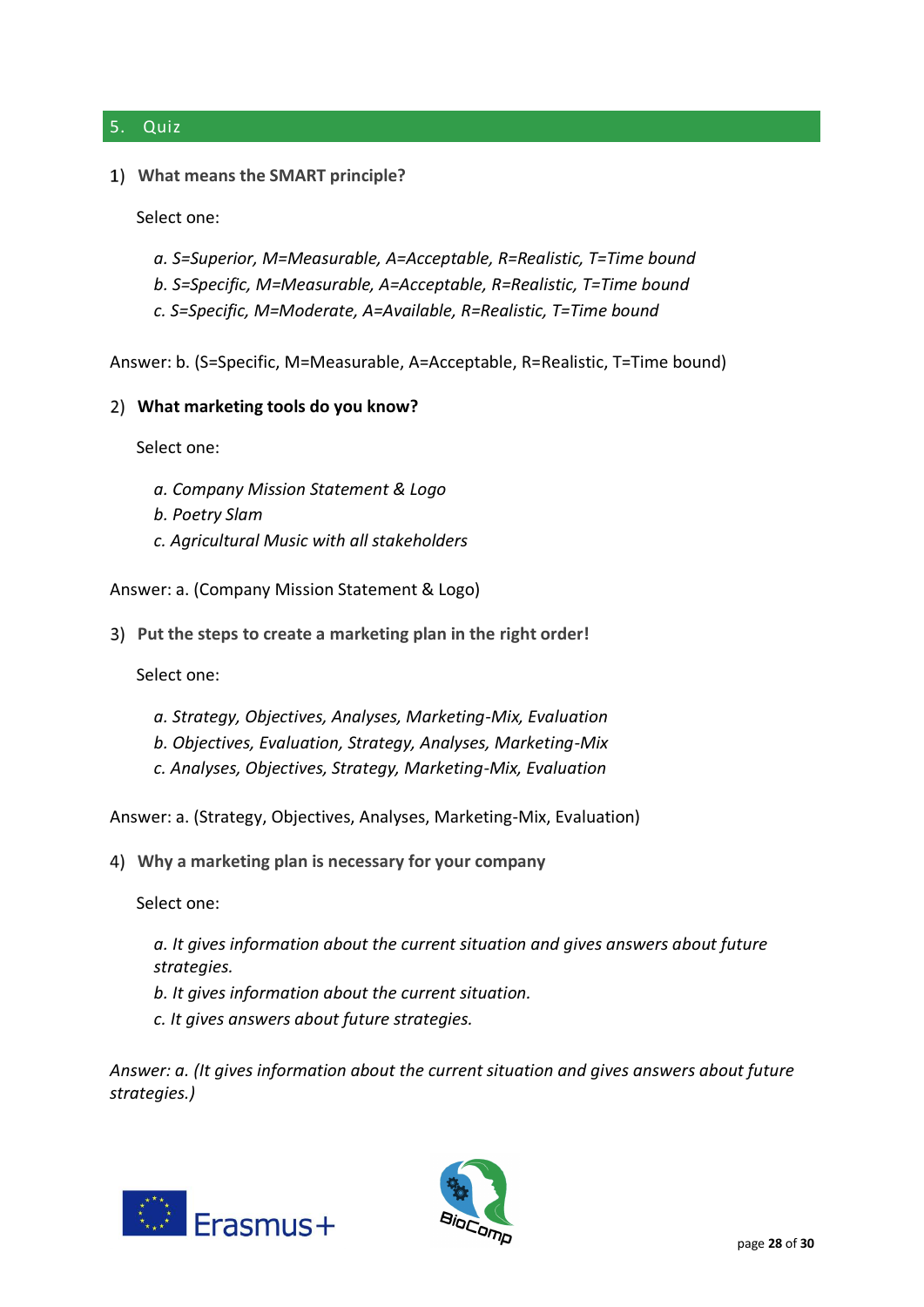## 5. Quiz

1) **What means the SMART principle?**

   Select one:

   *a. S=Superior, M=Measurable, A=Acceptable, R=Realistic, T=Time bound*
   *b. S=Specific, M=Measurable, A=Acceptable, R=Realistic, T=Time bound*
   *c. S=Specific, M=Moderate, A=Available, R=Realistic, T=Time bound*

Answer: b. (S=Specific, M=Measurable, A=Acceptable, R=Realistic, T=Time bound)

2) **What marketing tools do you know?**

   Select one:

   *a. Company Mission Statement & Logo*
   *b. Poetry Slam*
   *c. Agricultural Music with all stakeholders*

Answer: a. (Company Mission Statement & Logo)

3) **Put the steps to create a marketing plan in the right order!**

   Select one:

   *a. Strategy, Objectives, Analyses, Marketing-Mix, Evaluation*
   *b. Objectives, Evaluation, Strategy, Analyses, Marketing-Mix*
   *c. Analyses, Objectives, Strategy, Marketing-Mix, Evaluation*

Answer: a. (Strategy, Objectives, Analyses, Marketing-Mix, Evaluation)

4) **Why a marketing plan is necessary for your company**

   Select one:

   *a. It gives information about the current situation and gives answers about future strategies.*
   *b. It gives information about the current situation.*
   *c. It gives answers about future strategies.*

*Answer: a. (It gives information about the current situation and gives answers about future strategies.)*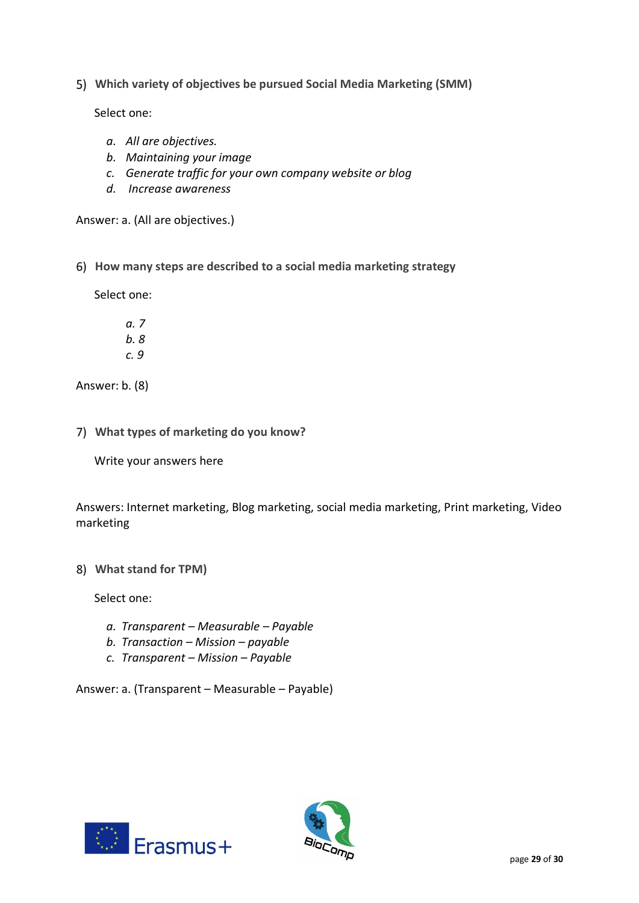5) **Which variety of objectives be pursued Social Media Marketing (SMM)**

Select one:

- *a. All are objectives.*
- *b. Maintaining your image*
- *c. Generate traffic for your own company website or blog*
- *d. Increase awareness*

Answer: a. (All are objectives.)

6) **How many steps are described to a social media marketing strategy**

Select one:

- *a. 7*
- *b. 8*
- *c. 9*

Answer: b. (8)

7) **What types of marketing do you know?**

Write your answers here

Answers: Internet marketing, Blog marketing, social media marketing, Print marketing, Video marketing

8) **What stand for TPM)**

Select one:

- *a. Transparent – Measurable – Payable*
- *b. Transaction – Mission – payable*
- *c. Transparent – Mission – Payable*

Answer: a. (Transparent – Measurable – Payable)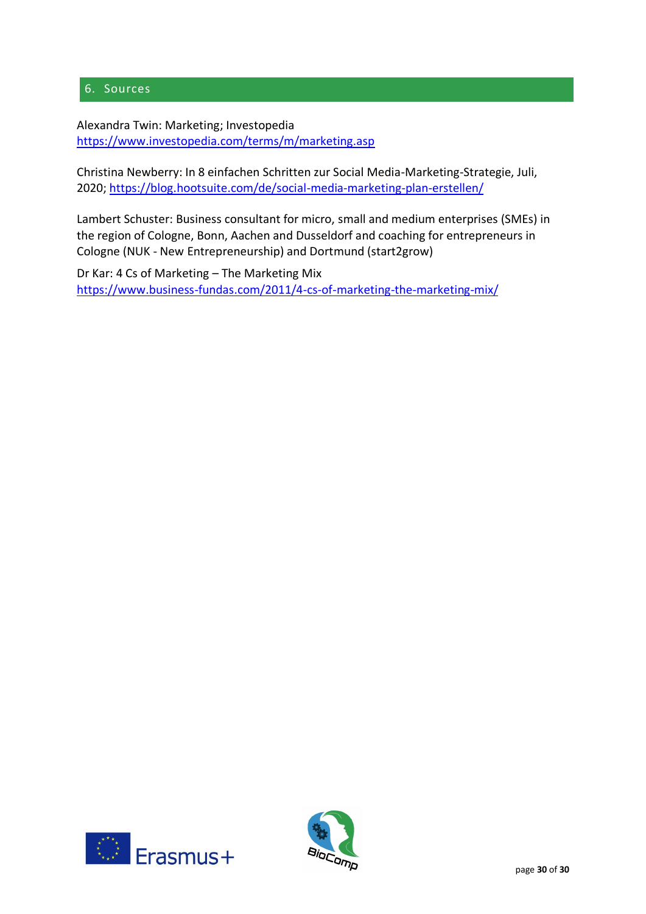## 6. Sources

Alexandra Twin: Marketing; Investopedia
https://www.investopedia.com/terms/m/marketing.asp

Christina Newberry: In 8 einfachen Schritten zur Social Media-Marketing-Strategie, Juli, 2020; https://blog.hootsuite.com/de/social-media-marketing-plan-erstellen/

Lambert Schuster: Business consultant for micro, small and medium enterprises (SMEs) in the region of Cologne, Bonn, Aachen and Dusseldorf and coaching for entrepreneurs in Cologne (NUK - New Entrepreneurship) and Dortmund (start2grow)

Dr Kar: 4 Cs of Marketing – The Marketing Mix
https://www.business-fundas.com/2011/4-cs-of-marketing-the-marketing-mix/